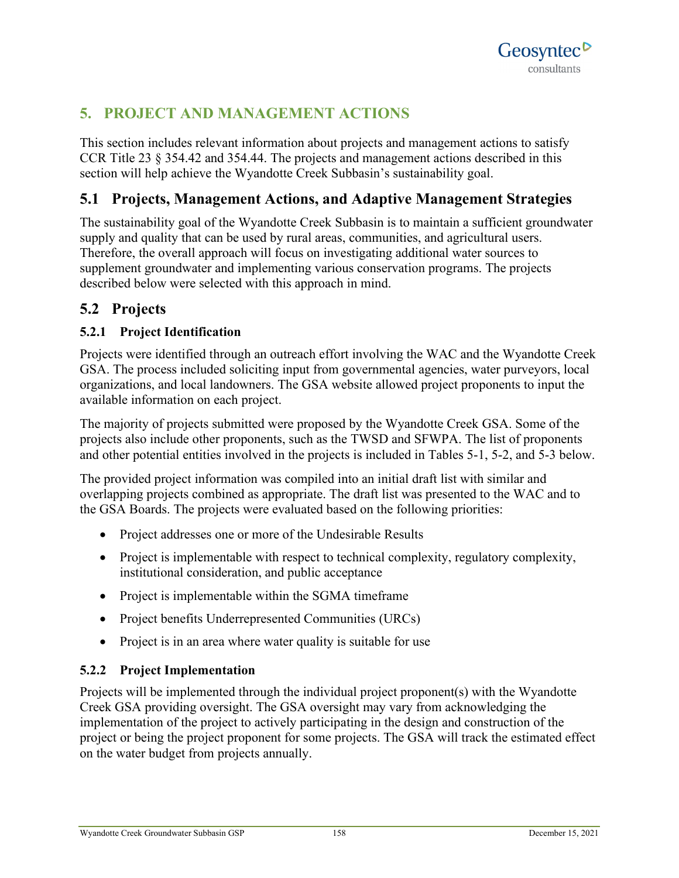# 5. PROJECT AND MANAGEMENT ACTIONS

This section includes relevant information about projects and management actions to satisfy CCR Title 23 § 354.42 and 354.44. The projects and management actions described in this section will help achieve the Wyandotte Creek Subbasin's sustainability goal.

## 5.1 Projects, Management Actions, and Adaptive Management Strategies

The sustainability goal of the Wyandotte Creek Subbasin is to maintain a sufficient groundwater supply and quality that can be used by rural areas, communities, and agricultural users. Therefore, the overall approach will focus on investigating additional water sources to supplement groundwater and implementing various conservation programs. The projects described below were selected with this approach in mind.

## 5.2 Projects

### 5.2.1 Project Identification

Projects were identified through an outreach effort involving the WAC and the Wyandotte Creek GSA. The process included soliciting input from governmental agencies, water purveyors, local organizations, and local landowners. The GSA website allowed project proponents to input the available information on each project.

The majority of projects submitted were proposed by the Wyandotte Creek GSA. Some of the projects also include other proponents, such as the TWSD and SFWPA. The list of proponents and other potential entities involved in the projects is included in Tables 5-1, 5-2, and 5-3 below.

The provided project information was compiled into an initial draft list with similar and overlapping projects combined as appropriate. The draft list was presented to the WAC and to the GSA Boards. The projects were evaluated based on the following priorities:

- Project addresses one or more of the Undesirable Results
- Project is implementable with respect to technical complexity, regulatory complexity, institutional consideration, and public acceptance
- Project is implementable within the SGMA timeframe
- Project benefits Underrepresented Communities (URCs)
- Project is in an area where water quality is suitable for use

### 5.2.2 Project Implementation

Projects will be implemented through the individual project proponent(s) with the Wyandotte Creek GSA providing oversight. The GSA oversight may vary from acknowledging the implementation of the project to actively participating in the design and construction of the project or being the project proponent for some projects. The GSA will track the estimated effect on the water budget from projects annually.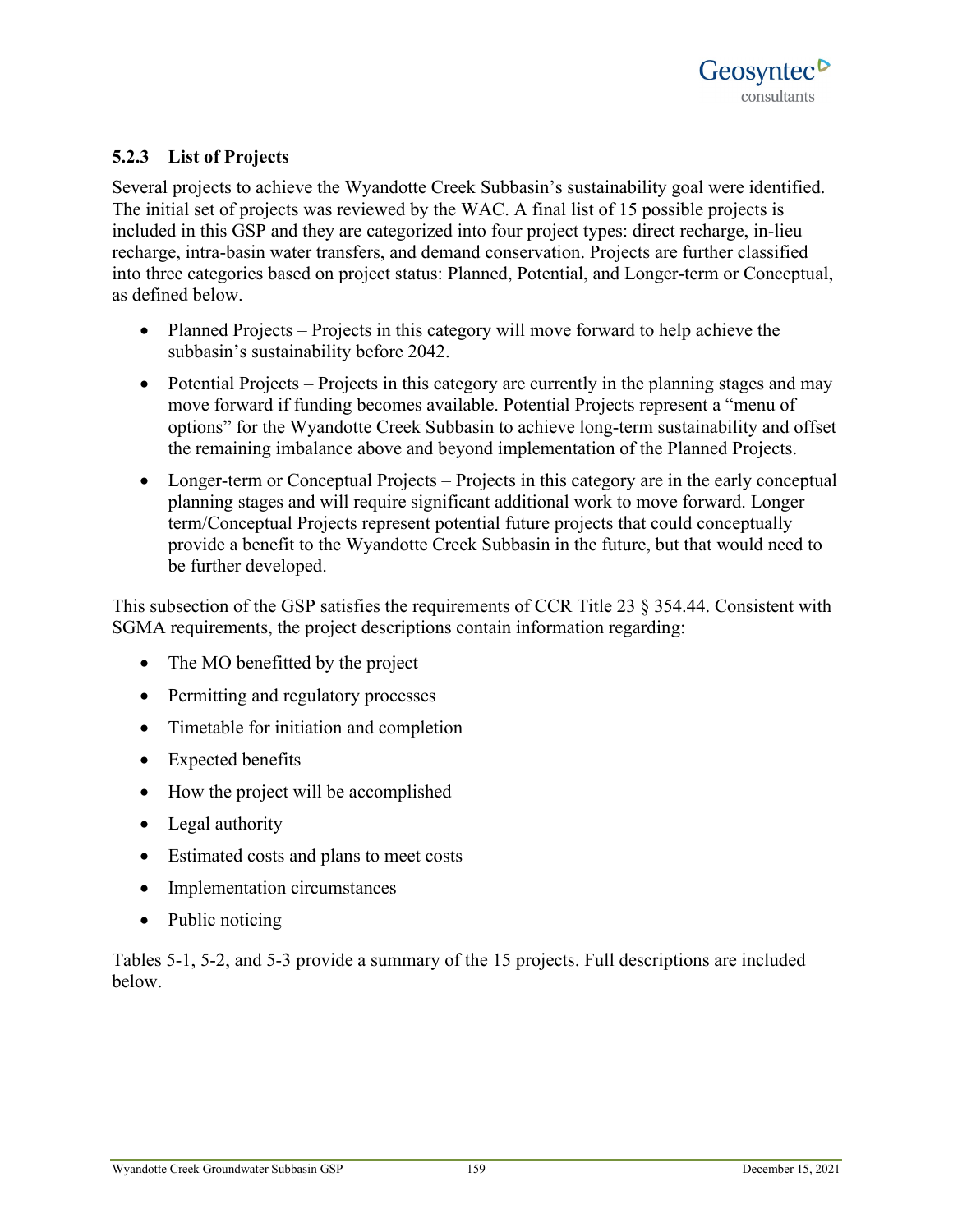### 5.2.3 List of Projects

Several projects to achieve the Wyandotte Creek Subbasin's sustainability goal were identified. The initial set of projects was reviewed by the WAC. A final list of 15 possible projects is included in this GSP and they are categorized into four project types: direct recharge, in-lieu recharge, intra-basin water transfers, and demand conservation. Projects are further classified into three categories based on project status: Planned, Potential, and Longer-term or Conceptual, as defined below.

- Planned Projects – Projects in this category will move forward to help achieve the subbasin's sustainability before 2042.
- Potential Projects – Projects in this category are currently in the planning stages and may move forward if funding becomes available. Potential Projects represent a "menu of options" for the Wyandotte Creek Subbasin to achieve long-term sustainability and offset the remaining imbalance above and beyond implementation of the Planned Projects.
- Longer-term or Conceptual Projects – Projects in this category are in the early conceptual planning stages and will require significant additional work to move forward. Longer term/Conceptual Projects represent potential future projects that could conceptually provide a benefit to the Wyandotte Creek Subbasin in the future, but that would need to be further developed.

This subsection of the GSP satisfies the requirements of CCR Title 23 § 354.44. Consistent with SGMA requirements, the project descriptions contain information regarding:

- The MO benefitted by the project
- Permitting and regulatory processes
- Timetable for initiation and completion
- Expected benefits
- How the project will be accomplished
- Legal authority
- Estimated costs and plans to meet costs
- Implementation circumstances
- Public noticing

Tables 5-1, 5-2, and 5-3 provide a summary of the 15 projects. Full descriptions are included below.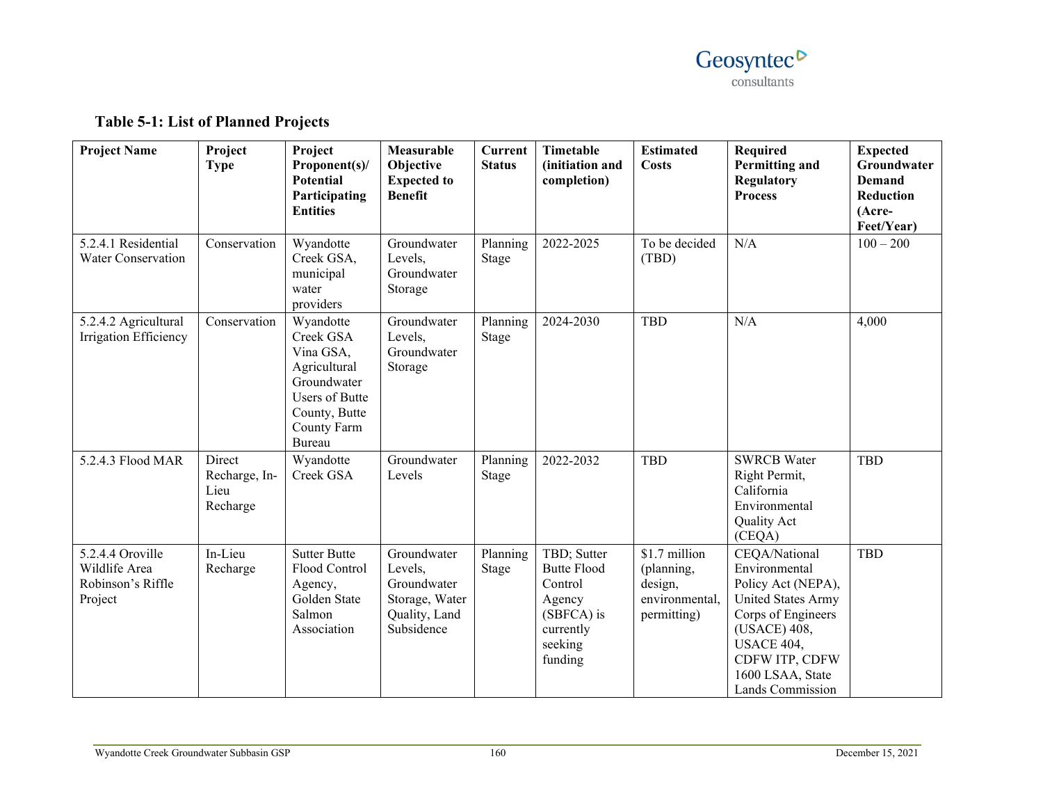**Table 5-1: List of Planned Projects**

| Project Name | Project Type | Project Proponent(s)/ Potential Participating Entities | Measurable Objective Expected to Benefit | Current Status | Timetable (initiation and completion) | Estimated Costs | Required Permitting and Regulatory Process | Expected Groundwater Demand Reduction (Acre-Feet/Year) |
|---|---|---|---|---|---|---|---|---|
| 5.2.4.1 Residential Water Conservation | Conservation | Wyandotte Creek GSA, municipal water providers | Groundwater Levels, Groundwater Storage | Planning Stage | 2022-2025 | To be decided (TBD) | N/A | 100 – 200 |
| 5.2.4.2 Agricultural Irrigation Efficiency | Conservation | Wyandotte Creek GSA Vina GSA, Agricultural Groundwater Users of Butte County, Butte County Farm Bureau | Groundwater Levels, Groundwater Storage | Planning Stage | 2024-2030 | TBD | N/A | 4,000 |
| 5.2.4.3 Flood MAR | Direct Recharge, In-Lieu Recharge | Wyandotte Creek GSA | Groundwater Levels | Planning Stage | 2022-2032 | TBD | SWRCB Water Right Permit, California Environmental Quality Act (CEQA) | TBD |
| 5.2.4.4 Oroville Wildlife Area Robinson's Riffle Project | In-Lieu Recharge | Sutter Butte Flood Control Agency, Golden State Salmon Association | Groundwater Levels, Groundwater Storage, Water Quality, Land Subsidence | Planning Stage | TBD; Sutter Butte Flood Control Agency (SBFCA) is currently seeking funding | $1.7 million (planning, design, environmental, permitting) | CEQA/National Environmental Policy Act (NEPA), United States Army Corps of Engineers (USACE) 408, USACE 404, CDFW ITP, CDFW 1600 LSAA, State Lands Commission | TBD |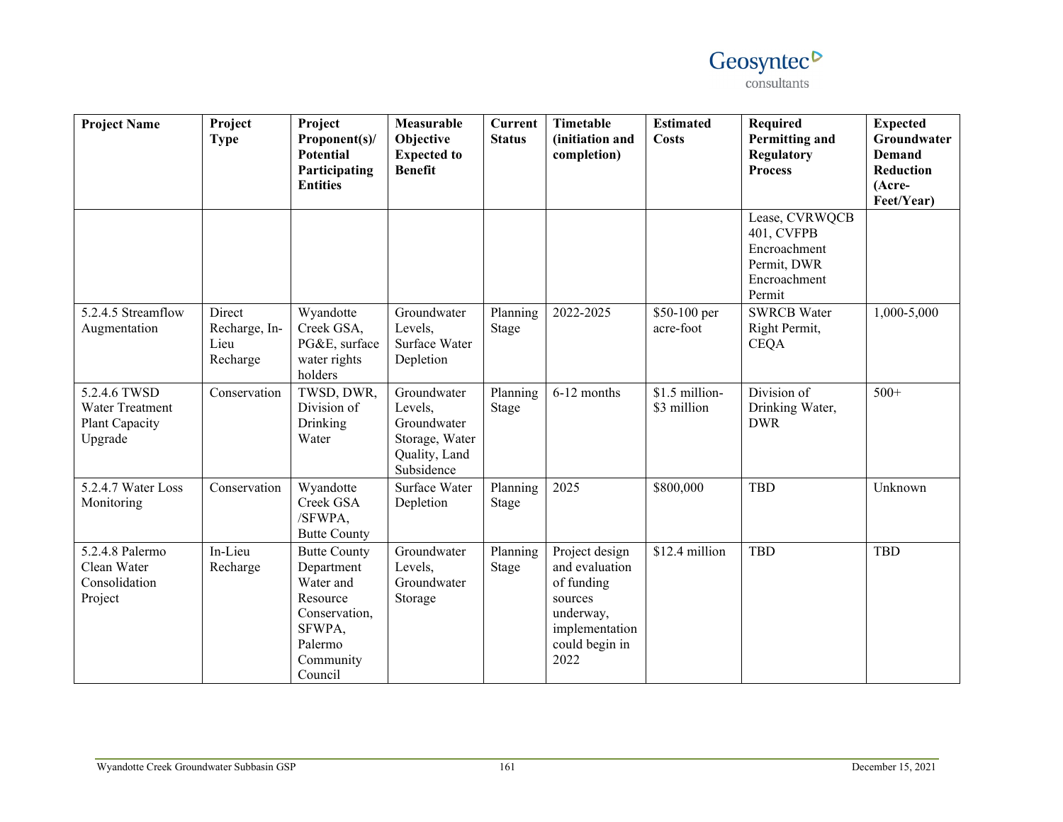| Project Name | Project Type | Project Proponent(s)/ Potential Participating Entities | Measurable Objective Expected to Benefit | Current Status | Timetable (initiation and completion) | Estimated Costs | Required Permitting and Regulatory Process | Expected Groundwater Demand Reduction (Acre-Feet/Year) |
|---|---|---|---|---|---|---|---|---|
| | | | | | | | Lease, CVRWQCB 401, CVFPB Encroachment Permit, DWR Encroachment Permit | |
| 5.2.4.5 Streamflow Augmentation | Direct Recharge, In-Lieu Recharge | Wyandotte Creek GSA, PG&E, surface water rights holders | Groundwater Levels, Surface Water Depletion | Planning Stage | 2022-2025 | $50-100 per acre-foot | SWRCB Water Right Permit, CEQA | 1,000-5,000 |
| 5.2.4.6 TWSD Water Treatment Plant Capacity Upgrade | Conservation | TWSD, DWR, Division of Drinking Water | Groundwater Levels, Groundwater Storage, Water Quality, Land Subsidence | Planning Stage | 6-12 months | $1.5 million-$3 million | Division of Drinking Water, DWR | 500+ |
| 5.2.4.7 Water Loss Monitoring | Conservation | Wyandotte Creek GSA /SFWPA, Butte County | Surface Water Depletion | Planning Stage | 2025 | $800,000 | TBD | Unknown |
| 5.2.4.8 Palermo Clean Water Consolidation Project | In-Lieu Recharge | Butte County Department Water and Resource Conservation, SFWPA, Palermo Community Council | Groundwater Levels, Groundwater Storage | Planning Stage | Project design and evaluation of funding sources underway, implementation could begin in 2022 | $12.4 million | TBD | TBD |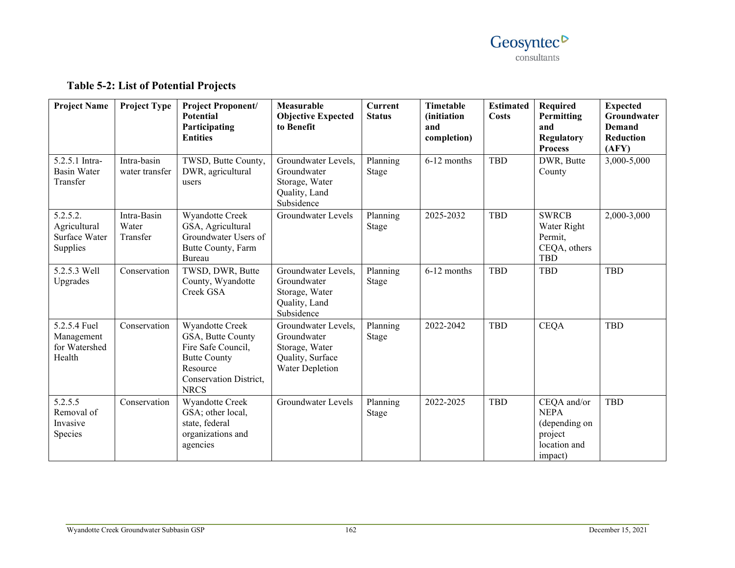## Table 5-2: List of Potential Projects

| Project Name | Project Type | Project Proponent/ Potential Participating Entities | Measurable Objective Expected to Benefit | Current Status | Timetable (initiation and completion) | Estimated Costs | Required Permitting and Regulatory Process | Expected Groundwater Demand Reduction (AFY) |
|---|---|---|---|---|---|---|---|---|
| 5.2.5.1 Intra-Basin Water Transfer | Intra-basin water transfer | TWSD, Butte County, DWR, agricultural users | Groundwater Levels, Groundwater Storage, Water Quality, Land Subsidence | Planning Stage | 6-12 months | TBD | DWR, Butte County | 3,000-5,000 |
| 5.2.5.2. Agricultural Surface Water Supplies | Intra-Basin Water Transfer | Wyandotte Creek GSA, Agricultural Groundwater Users of Butte County, Farm Bureau | Groundwater Levels | Planning Stage | 2025-2032 | TBD | SWRCB Water Right Permit, CEQA, others TBD | 2,000-3,000 |
| 5.2.5.3 Well Upgrades | Conservation | TWSD, DWR, Butte County, Wyandotte Creek GSA | Groundwater Levels, Groundwater Storage, Water Quality, Land Subsidence | Planning Stage | 6-12 months | TBD | TBD | TBD |
| 5.2.5.4 Fuel Management for Watershed Health | Conservation | Wyandotte Creek GSA, Butte County Fire Safe Council, Butte County Resource Conservation District, NRCS | Groundwater Levels, Groundwater Storage, Water Quality, Surface Water Depletion | Planning Stage | 2022-2042 | TBD | CEQA | TBD |
| 5.2.5.5 Removal of Invasive Species | Conservation | Wyandotte Creek GSA; other local, state, federal organizations and agencies | Groundwater Levels | Planning Stage | 2022-2025 | TBD | CEQA and/or NEPA (depending on project location and impact) | TBD |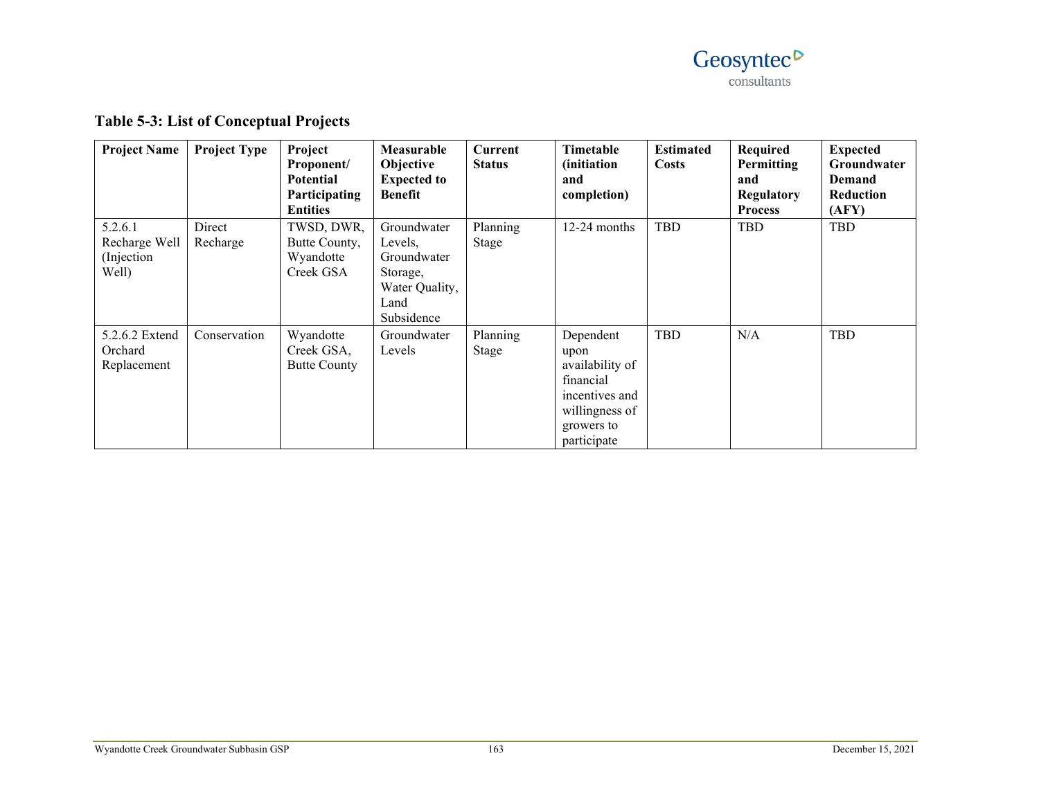**Table 5-3: List of Conceptual Projects**

| Project Name | Project Type | Project Proponent/ Potential Participating Entities | Measurable Objective Expected to Benefit | Current Status | Timetable (initiation and completion) | Estimated Costs | Required Permitting and Regulatory Process | Expected Groundwater Demand Reduction (AFY) |
|---|---|---|---|---|---|---|---|---|
| 5.2.6.1 Recharge Well (Injection Well) | Direct Recharge | TWSD, DWR, Butte County, Wyandotte Creek GSA | Groundwater Levels, Groundwater Storage, Water Quality, Land Subsidence | Planning Stage | 12-24 months | TBD | TBD | TBD |
| 5.2.6.2 Extend Orchard Replacement | Conservation | Wyandotte Creek GSA, Butte County | Groundwater Levels | Planning Stage | Dependent upon availability of financial incentives and willingness of growers to participate | TBD | N/A | TBD |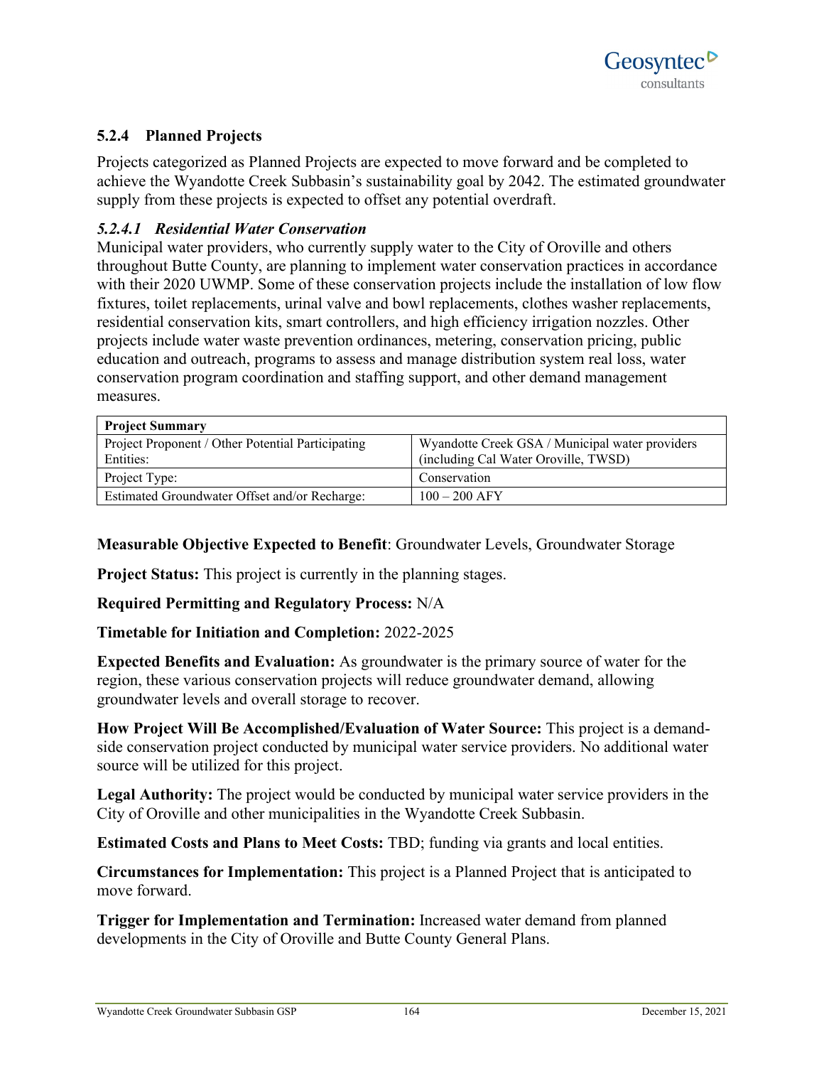### 5.2.4 Planned Projects

Projects categorized as Planned Projects are expected to move forward and be completed to achieve the Wyandotte Creek Subbasin's sustainability goal by 2042. The estimated groundwater supply from these projects is expected to offset any potential overdraft.

#### *5.2.4.1 Residential Water Conservation*

Municipal water providers, who currently supply water to the City of Oroville and others throughout Butte County, are planning to implement water conservation practices in accordance with their 2020 UWMP. Some of these conservation projects include the installation of low flow fixtures, toilet replacements, urinal valve and bowl replacements, clothes washer replacements, residential conservation kits, smart controllers, and high efficiency irrigation nozzles. Other projects include water waste prevention ordinances, metering, conservation pricing, public education and outreach, programs to assess and manage distribution system real loss, water conservation program coordination and staffing support, and other demand management measures.

| **Project Summary** | |
|---|---|
| Project Proponent / Other Potential Participating Entities: | Wyandotte Creek GSA / Municipal water providers (including Cal Water Oroville, TWSD) |
| Project Type: | Conservation |
| Estimated Groundwater Offset and/or Recharge: | 100 – 200 AFY |

**Measurable Objective Expected to Benefit**: Groundwater Levels, Groundwater Storage

**Project Status:** This project is currently in the planning stages.

**Required Permitting and Regulatory Process:** N/A

**Timetable for Initiation and Completion:** 2022-2025

**Expected Benefits and Evaluation:** As groundwater is the primary source of water for the region, these various conservation projects will reduce groundwater demand, allowing groundwater levels and overall storage to recover.

**How Project Will Be Accomplished/Evaluation of Water Source:** This project is a demand-side conservation project conducted by municipal water service providers. No additional water source will be utilized for this project.

**Legal Authority:** The project would be conducted by municipal water service providers in the City of Oroville and other municipalities in the Wyandotte Creek Subbasin.

**Estimated Costs and Plans to Meet Costs:** TBD; funding via grants and local entities.

**Circumstances for Implementation:** This project is a Planned Project that is anticipated to move forward.

**Trigger for Implementation and Termination:** Increased water demand from planned developments in the City of Oroville and Butte County General Plans.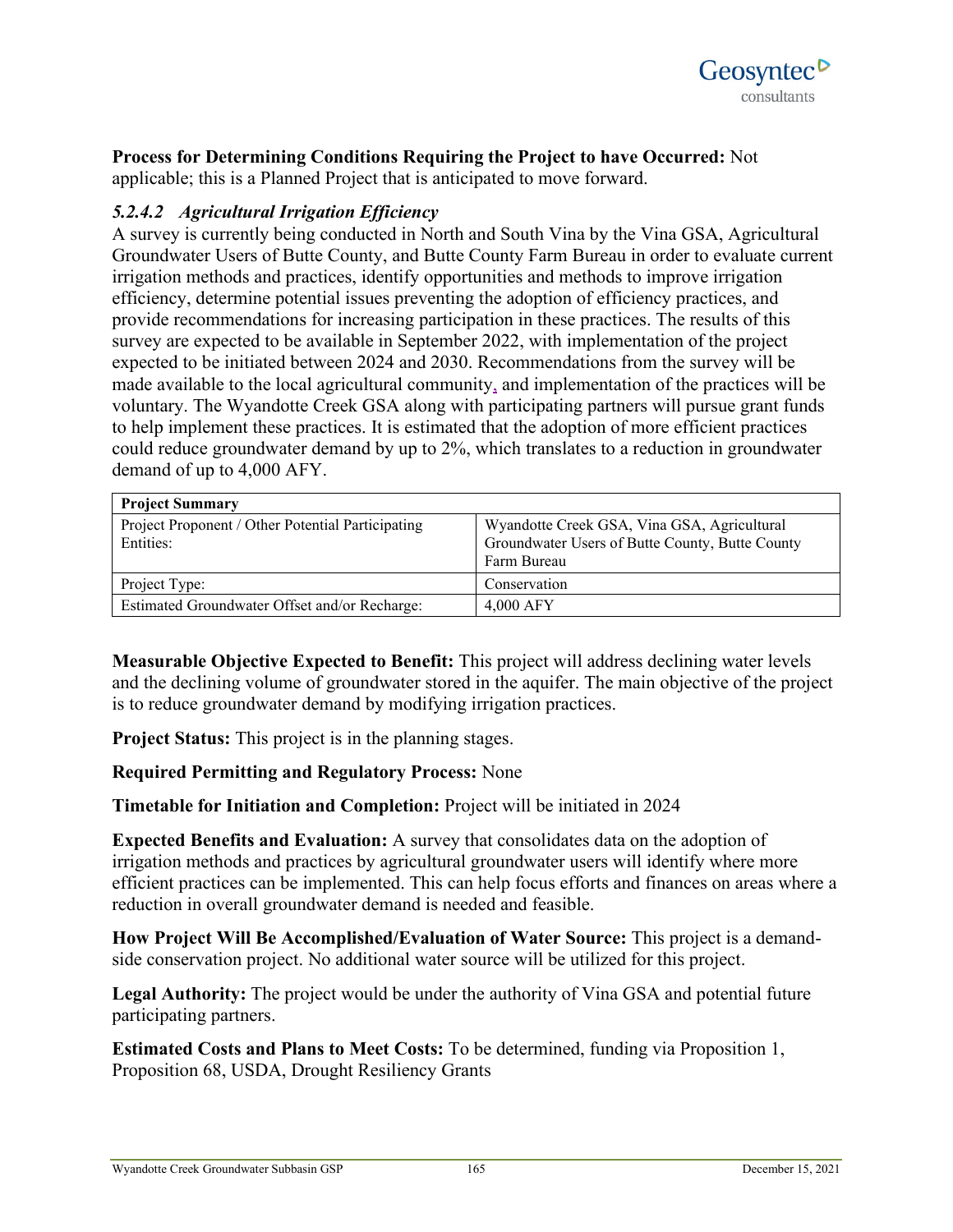**Process for Determining Conditions Requiring the Project to have Occurred:** Not applicable; this is a Planned Project that is anticipated to move forward.

### *5.2.4.2 Agricultural Irrigation Efficiency*

A survey is currently being conducted in North and South Vina by the Vina GSA, Agricultural Groundwater Users of Butte County, and Butte County Farm Bureau in order to evaluate current irrigation methods and practices, identify opportunities and methods to improve irrigation efficiency, determine potential issues preventing the adoption of efficiency practices, and provide recommendations for increasing participation in these practices. The results of this survey are expected to be available in September 2022, with implementation of the project expected to be initiated between 2024 and 2030. Recommendations from the survey will be made available to the local agricultural community, and implementation of the practices will be voluntary. The Wyandotte Creek GSA along with participating partners will pursue grant funds to help implement these practices. It is estimated that the adoption of more efficient practices could reduce groundwater demand by up to 2%, which translates to a reduction in groundwater demand of up to 4,000 AFY.

| **Project Summary** | |
|---|---|
| Project Proponent / Other Potential Participating Entities: | Wyandotte Creek GSA, Vina GSA, Agricultural Groundwater Users of Butte County, Butte County Farm Bureau |
| Project Type: | Conservation |
| Estimated Groundwater Offset and/or Recharge: | 4,000 AFY |

**Measurable Objective Expected to Benefit:** This project will address declining water levels and the declining volume of groundwater stored in the aquifer. The main objective of the project is to reduce groundwater demand by modifying irrigation practices.

**Project Status:** This project is in the planning stages.

**Required Permitting and Regulatory Process:** None

**Timetable for Initiation and Completion:** Project will be initiated in 2024

**Expected Benefits and Evaluation:** A survey that consolidates data on the adoption of irrigation methods and practices by agricultural groundwater users will identify where more efficient practices can be implemented. This can help focus efforts and finances on areas where a reduction in overall groundwater demand is needed and feasible.

**How Project Will Be Accomplished/Evaluation of Water Source:** This project is a demand-side conservation project. No additional water source will be utilized for this project.

**Legal Authority:** The project would be under the authority of Vina GSA and potential future participating partners.

**Estimated Costs and Plans to Meet Costs:** To be determined, funding via Proposition 1, Proposition 68, USDA, Drought Resiliency Grants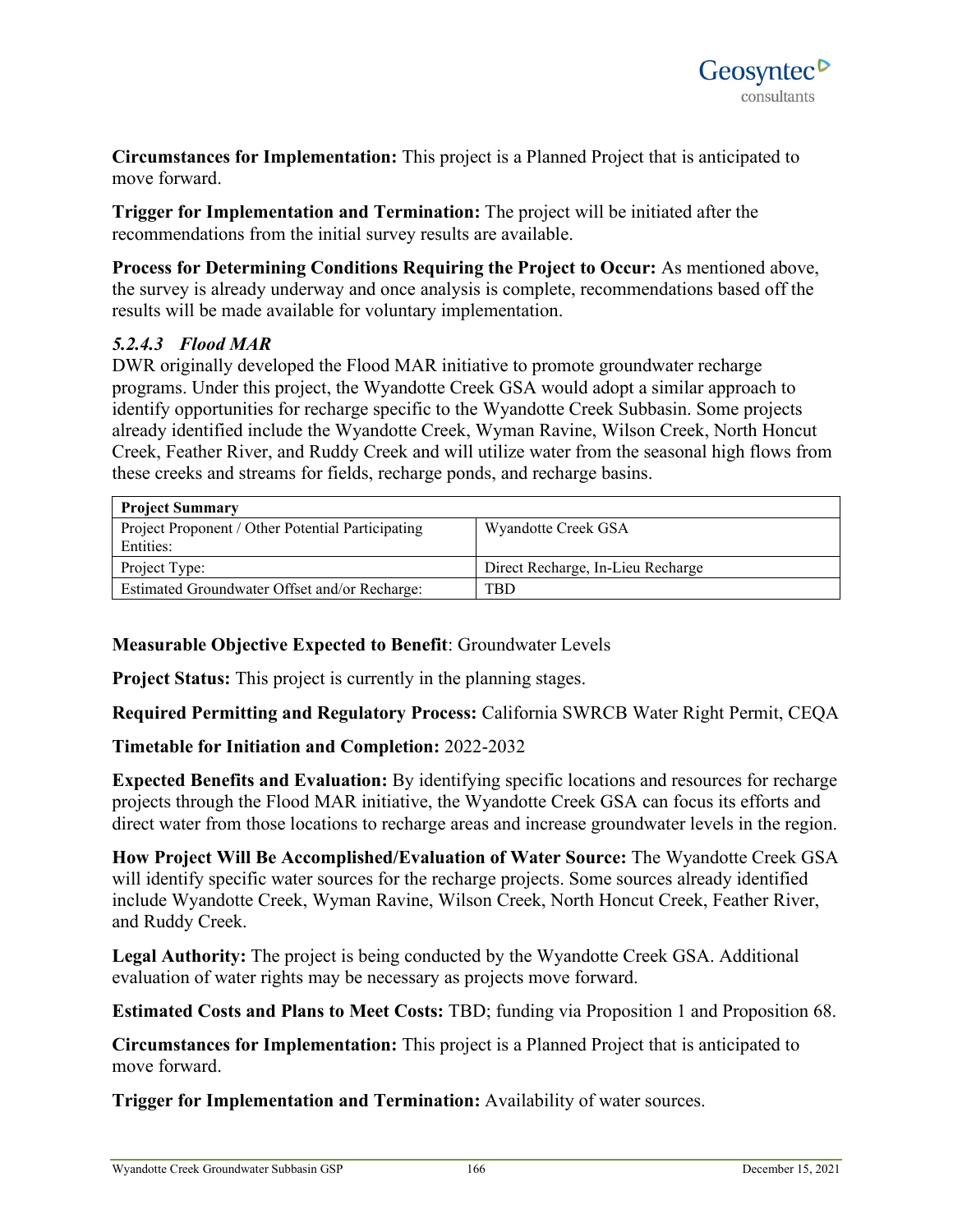**Circumstances for Implementation:** This project is a Planned Project that is anticipated to move forward.

**Trigger for Implementation and Termination:** The project will be initiated after the recommendations from the initial survey results are available.

**Process for Determining Conditions Requiring the Project to Occur:** As mentioned above, the survey is already underway and once analysis is complete, recommendations based off the results will be made available for voluntary implementation.

### *5.2.4.3 Flood MAR*

DWR originally developed the Flood MAR initiative to promote groundwater recharge programs. Under this project, the Wyandotte Creek GSA would adopt a similar approach to identify opportunities for recharge specific to the Wyandotte Creek Subbasin. Some projects already identified include the Wyandotte Creek, Wyman Ravine, Wilson Creek, North Honcut Creek, Feather River, and Ruddy Creek and will utilize water from the seasonal high flows from these creeks and streams for fields, recharge ponds, and recharge basins.

| **Project Summary** | |
|---|---|
| Project Proponent / Other Potential Participating Entities: | Wyandotte Creek GSA |
| Project Type: | Direct Recharge, In-Lieu Recharge |
| Estimated Groundwater Offset and/or Recharge: | TBD |

**Measurable Objective Expected to Benefit**: Groundwater Levels

**Project Status:** This project is currently in the planning stages.

**Required Permitting and Regulatory Process:** California SWRCB Water Right Permit, CEQA

**Timetable for Initiation and Completion:** 2022-2032

**Expected Benefits and Evaluation:** By identifying specific locations and resources for recharge projects through the Flood MAR initiative, the Wyandotte Creek GSA can focus its efforts and direct water from those locations to recharge areas and increase groundwater levels in the region.

**How Project Will Be Accomplished/Evaluation of Water Source:** The Wyandotte Creek GSA will identify specific water sources for the recharge projects. Some sources already identified include Wyandotte Creek, Wyman Ravine, Wilson Creek, North Honcut Creek, Feather River, and Ruddy Creek.

**Legal Authority:** The project is being conducted by the Wyandotte Creek GSA. Additional evaluation of water rights may be necessary as projects move forward.

**Estimated Costs and Plans to Meet Costs:** TBD; funding via Proposition 1 and Proposition 68.

**Circumstances for Implementation:** This project is a Planned Project that is anticipated to move forward.

**Trigger for Implementation and Termination:** Availability of water sources.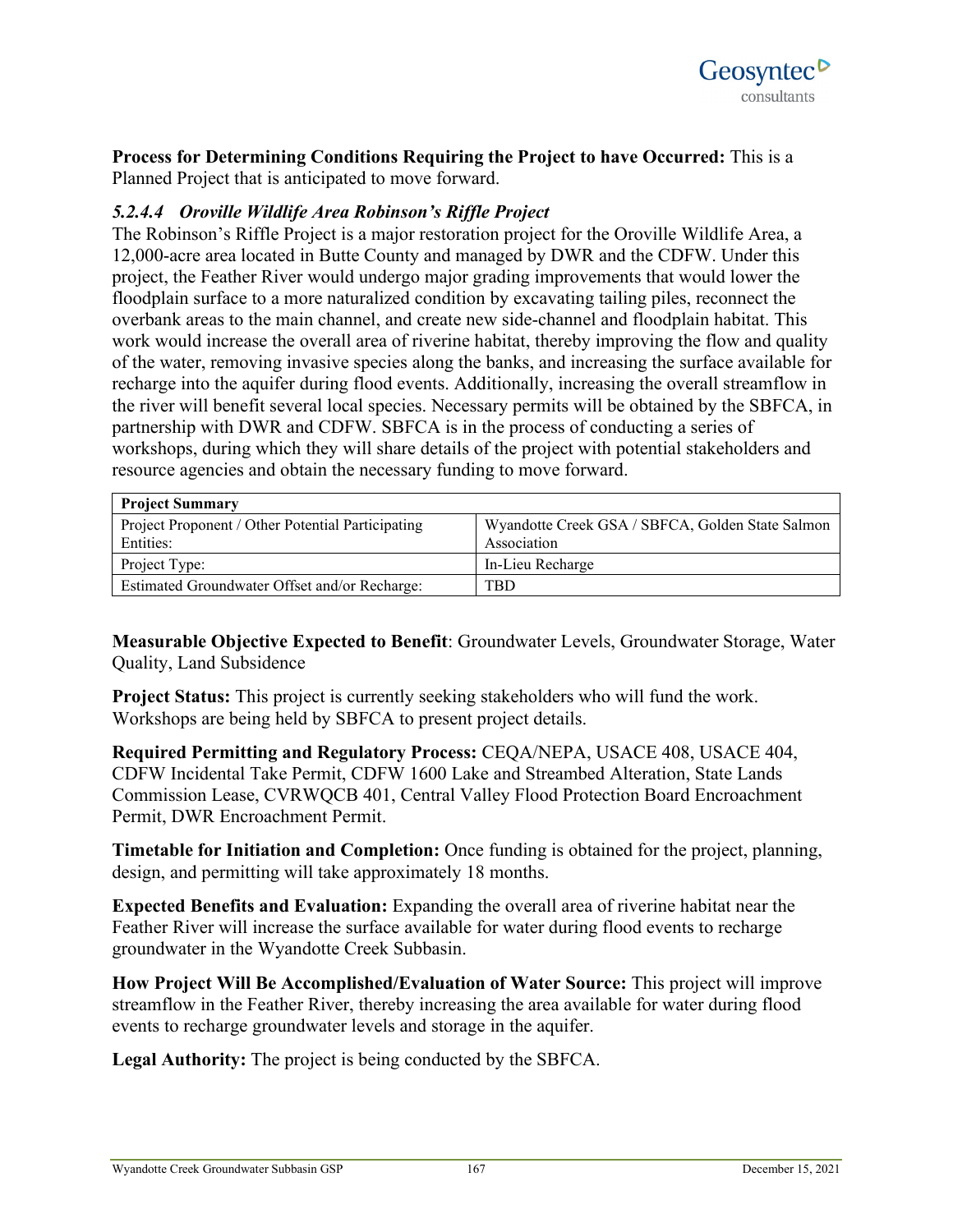**Process for Determining Conditions Requiring the Project to have Occurred:** This is a Planned Project that is anticipated to move forward.

#### *5.2.4.4 Oroville Wildlife Area Robinson's Riffle Project*

The Robinson's Riffle Project is a major restoration project for the Oroville Wildlife Area, a 12,000-acre area located in Butte County and managed by DWR and the CDFW. Under this project, the Feather River would undergo major grading improvements that would lower the floodplain surface to a more naturalized condition by excavating tailing piles, reconnect the overbank areas to the main channel, and create new side-channel and floodplain habitat. This work would increase the overall area of riverine habitat, thereby improving the flow and quality of the water, removing invasive species along the banks, and increasing the surface available for recharge into the aquifer during flood events. Additionally, increasing the overall streamflow in the river will benefit several local species. Necessary permits will be obtained by the SBFCA, in partnership with DWR and CDFW. SBFCA is in the process of conducting a series of workshops, during which they will share details of the project with potential stakeholders and resource agencies and obtain the necessary funding to move forward.

| **Project Summary** | |
|---|---|
| Project Proponent / Other Potential Participating Entities: | Wyandotte Creek GSA / SBFCA, Golden State Salmon Association |
| Project Type: | In-Lieu Recharge |
| Estimated Groundwater Offset and/or Recharge: | TBD |

**Measurable Objective Expected to Benefit**: Groundwater Levels, Groundwater Storage, Water Quality, Land Subsidence

**Project Status:** This project is currently seeking stakeholders who will fund the work. Workshops are being held by SBFCA to present project details.

**Required Permitting and Regulatory Process:** CEQA/NEPA, USACE 408, USACE 404, CDFW Incidental Take Permit, CDFW 1600 Lake and Streambed Alteration, State Lands Commission Lease, CVRWQCB 401, Central Valley Flood Protection Board Encroachment Permit, DWR Encroachment Permit.

**Timetable for Initiation and Completion:** Once funding is obtained for the project, planning, design, and permitting will take approximately 18 months.

**Expected Benefits and Evaluation:** Expanding the overall area of riverine habitat near the Feather River will increase the surface available for water during flood events to recharge groundwater in the Wyandotte Creek Subbasin.

**How Project Will Be Accomplished/Evaluation of Water Source:** This project will improve streamflow in the Feather River, thereby increasing the area available for water during flood events to recharge groundwater levels and storage in the aquifer.

**Legal Authority:** The project is being conducted by the SBFCA.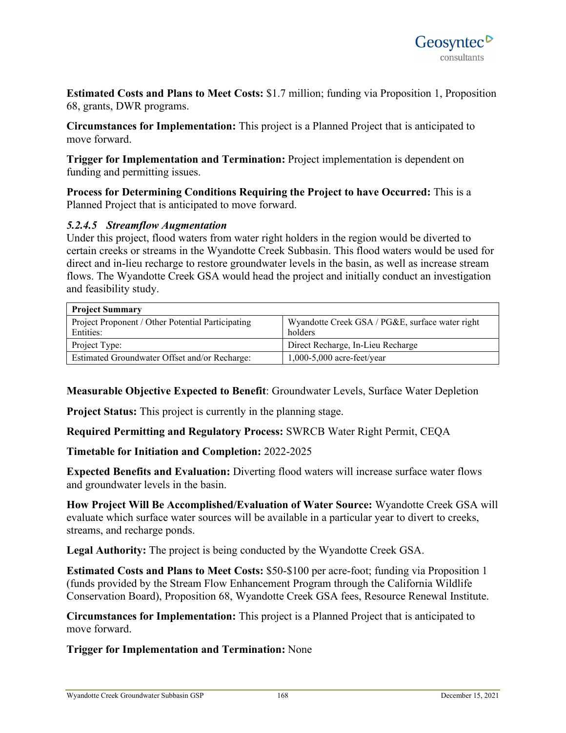**Estimated Costs and Plans to Meet Costs:** $1.7 million; funding via Proposition 1, Proposition 68, grants, DWR programs.

**Circumstances for Implementation:** This project is a Planned Project that is anticipated to move forward.

**Trigger for Implementation and Termination:** Project implementation is dependent on funding and permitting issues.

**Process for Determining Conditions Requiring the Project to have Occurred:** This is a Planned Project that is anticipated to move forward.

#### *5.2.4.5 Streamflow Augmentation*

Under this project, flood waters from water right holders in the region would be diverted to certain creeks or streams in the Wyandotte Creek Subbasin. This flood waters would be used for direct and in-lieu recharge to restore groundwater levels in the basin, as well as increase stream flows. The Wyandotte Creek GSA would head the project and initially conduct an investigation and feasibility study.

| **Project Summary** | |
|---|---|
| Project Proponent / Other Potential Participating Entities: | Wyandotte Creek GSA / PG&E, surface water right holders |
| Project Type: | Direct Recharge, In-Lieu Recharge |
| Estimated Groundwater Offset and/or Recharge: | 1,000-5,000 acre-feet/year |

**Measurable Objective Expected to Benefit**: Groundwater Levels, Surface Water Depletion

**Project Status:** This project is currently in the planning stage.

**Required Permitting and Regulatory Process:** SWRCB Water Right Permit, CEQA

**Timetable for Initiation and Completion:** 2022-2025

**Expected Benefits and Evaluation:** Diverting flood waters will increase surface water flows and groundwater levels in the basin.

**How Project Will Be Accomplished/Evaluation of Water Source:** Wyandotte Creek GSA will evaluate which surface water sources will be available in a particular year to divert to creeks, streams, and recharge ponds.

**Legal Authority:** The project is being conducted by the Wyandotte Creek GSA.

**Estimated Costs and Plans to Meet Costs:** $50-$100 per acre-foot; funding via Proposition 1 (funds provided by the Stream Flow Enhancement Program through the California Wildlife Conservation Board), Proposition 68, Wyandotte Creek GSA fees, Resource Renewal Institute.

**Circumstances for Implementation:** This project is a Planned Project that is anticipated to move forward.

**Trigger for Implementation and Termination:** None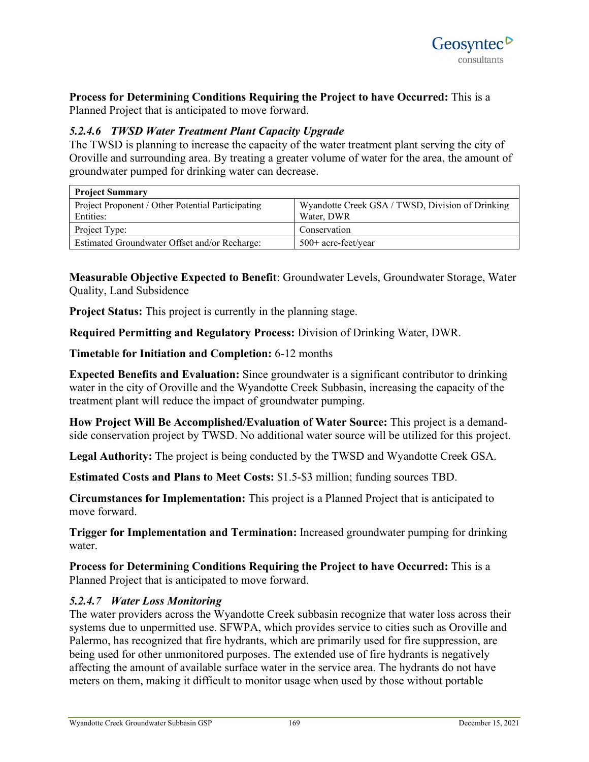**Process for Determining Conditions Requiring the Project to have Occurred:** This is a Planned Project that is anticipated to move forward.

#### *5.2.4.6 TWSD Water Treatment Plant Capacity Upgrade*

The TWSD is planning to increase the capacity of the water treatment plant serving the city of Oroville and surrounding area. By treating a greater volume of water for the area, the amount of groundwater pumped for drinking water can decrease.

| **Project Summary** | |
|---|---|
| Project Proponent / Other Potential Participating Entities: | Wyandotte Creek GSA / TWSD, Division of Drinking Water, DWR |
| Project Type: | Conservation |
| Estimated Groundwater Offset and/or Recharge: | 500+ acre-feet/year |

**Measurable Objective Expected to Benefit**: Groundwater Levels, Groundwater Storage, Water Quality, Land Subsidence

**Project Status:** This project is currently in the planning stage.

**Required Permitting and Regulatory Process:** Division of Drinking Water, DWR.

**Timetable for Initiation and Completion:** 6-12 months

**Expected Benefits and Evaluation:** Since groundwater is a significant contributor to drinking water in the city of Oroville and the Wyandotte Creek Subbasin, increasing the capacity of the treatment plant will reduce the impact of groundwater pumping.

**How Project Will Be Accomplished/Evaluation of Water Source:** This project is a demand-side conservation project by TWSD. No additional water source will be utilized for this project.

**Legal Authority:** The project is being conducted by the TWSD and Wyandotte Creek GSA.

**Estimated Costs and Plans to Meet Costs:** $1.5-$3 million; funding sources TBD.

**Circumstances for Implementation:** This project is a Planned Project that is anticipated to move forward.

**Trigger for Implementation and Termination:** Increased groundwater pumping for drinking water.

**Process for Determining Conditions Requiring the Project to have Occurred:** This is a Planned Project that is anticipated to move forward.

#### *5.2.4.7 Water Loss Monitoring*

The water providers across the Wyandotte Creek subbasin recognize that water loss across their systems due to unpermitted use. SFWPA, which provides service to cities such as Oroville and Palermo, has recognized that fire hydrants, which are primarily used for fire suppression, are being used for other unmonitored purposes. The extended use of fire hydrants is negatively affecting the amount of available surface water in the service area. The hydrants do not have meters on them, making it difficult to monitor usage when used by those without portable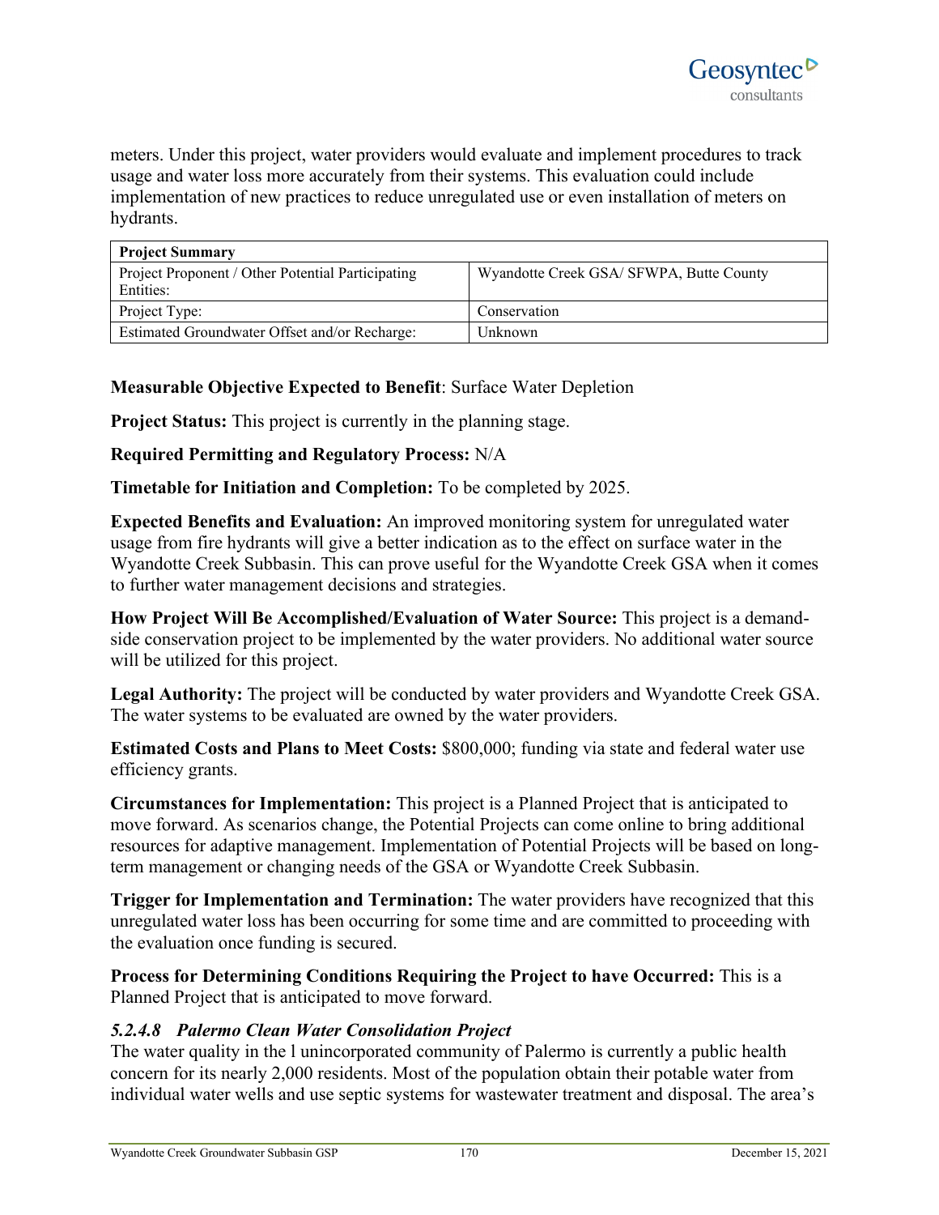meters. Under this project, water providers would evaluate and implement procedures to track usage and water loss more accurately from their systems. This evaluation could include implementation of new practices to reduce unregulated use or even installation of meters on hydrants.

| **Project Summary** | |
|---|---|
| Project Proponent / Other Potential Participating Entities: | Wyandotte Creek GSA/ SFWPA, Butte County |
| Project Type: | Conservation |
| Estimated Groundwater Offset and/or Recharge: | Unknown |

**Measurable Objective Expected to Benefit**: Surface Water Depletion

**Project Status:** This project is currently in the planning stage.

**Required Permitting and Regulatory Process:** N/A

**Timetable for Initiation and Completion:** To be completed by 2025.

**Expected Benefits and Evaluation:** An improved monitoring system for unregulated water usage from fire hydrants will give a better indication as to the effect on surface water in the Wyandotte Creek Subbasin. This can prove useful for the Wyandotte Creek GSA when it comes to further water management decisions and strategies.

**How Project Will Be Accomplished/Evaluation of Water Source:** This project is a demand-side conservation project to be implemented by the water providers. No additional water source will be utilized for this project.

**Legal Authority:** The project will be conducted by water providers and Wyandotte Creek GSA. The water systems to be evaluated are owned by the water providers.

**Estimated Costs and Plans to Meet Costs:** $800,000; funding via state and federal water use efficiency grants.

**Circumstances for Implementation:** This project is a Planned Project that is anticipated to move forward. As scenarios change, the Potential Projects can come online to bring additional resources for adaptive management. Implementation of Potential Projects will be based on long-term management or changing needs of the GSA or Wyandotte Creek Subbasin.

**Trigger for Implementation and Termination:** The water providers have recognized that this unregulated water loss has been occurring for some time and are committed to proceeding with the evaluation once funding is secured.

**Process for Determining Conditions Requiring the Project to have Occurred:** This is a Planned Project that is anticipated to move forward.

#### *5.2.4.8 Palermo Clean Water Consolidation Project*

The water quality in the l unincorporated community of Palermo is currently a public health concern for its nearly 2,000 residents. Most of the population obtain their potable water from individual water wells and use septic systems for wastewater treatment and disposal. The area's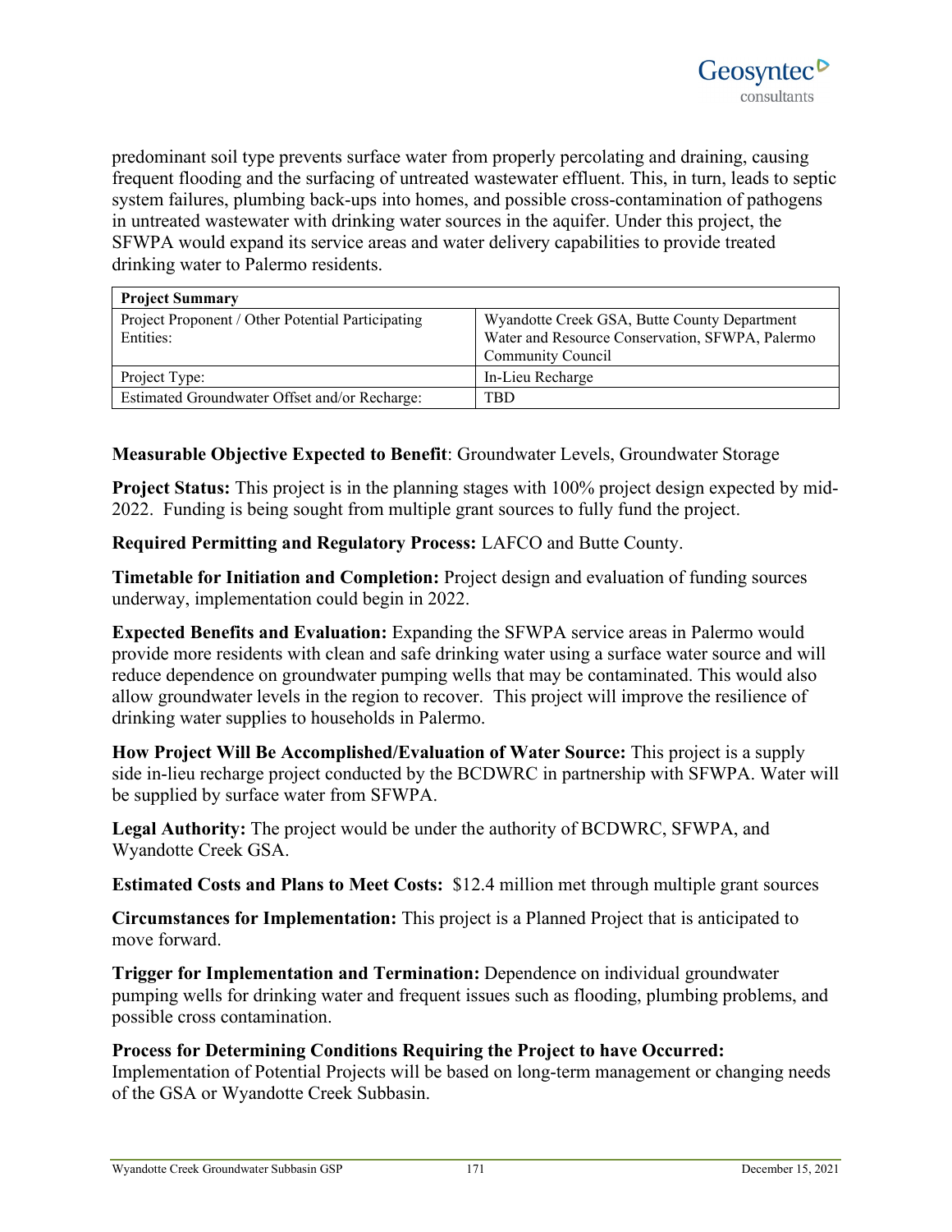predominant soil type prevents surface water from properly percolating and draining, causing frequent flooding and the surfacing of untreated wastewater effluent. This, in turn, leads to septic system failures, plumbing back-ups into homes, and possible cross-contamination of pathogens in untreated wastewater with drinking water sources in the aquifer. Under this project, the SFWPA would expand its service areas and water delivery capabilities to provide treated drinking water to Palermo residents.

| **Project Summary** | |
|---|---|
| Project Proponent / Other Potential Participating Entities: | Wyandotte Creek GSA, Butte County Department Water and Resource Conservation, SFWPA, Palermo Community Council |
| Project Type: | In-Lieu Recharge |
| Estimated Groundwater Offset and/or Recharge: | TBD |

**Measurable Objective Expected to Benefit**: Groundwater Levels, Groundwater Storage

**Project Status:** This project is in the planning stages with 100% project design expected by mid-2022. Funding is being sought from multiple grant sources to fully fund the project.

**Required Permitting and Regulatory Process:** LAFCO and Butte County.

**Timetable for Initiation and Completion:** Project design and evaluation of funding sources underway, implementation could begin in 2022.

**Expected Benefits and Evaluation:** Expanding the SFWPA service areas in Palermo would provide more residents with clean and safe drinking water using a surface water source and will reduce dependence on groundwater pumping wells that may be contaminated. This would also allow groundwater levels in the region to recover. This project will improve the resilience of drinking water supplies to households in Palermo.

**How Project Will Be Accomplished/Evaluation of Water Source:** This project is a supply side in-lieu recharge project conducted by the BCDWRC in partnership with SFWPA. Water will be supplied by surface water from SFWPA.

**Legal Authority:** The project would be under the authority of BCDWRC, SFWPA, and Wyandotte Creek GSA.

**Estimated Costs and Plans to Meet Costs:** $12.4 million met through multiple grant sources

**Circumstances for Implementation:** This project is a Planned Project that is anticipated to move forward.

**Trigger for Implementation and Termination:** Dependence on individual groundwater pumping wells for drinking water and frequent issues such as flooding, plumbing problems, and possible cross contamination.

**Process for Determining Conditions Requiring the Project to have Occurred:** Implementation of Potential Projects will be based on long-term management or changing needs of the GSA or Wyandotte Creek Subbasin.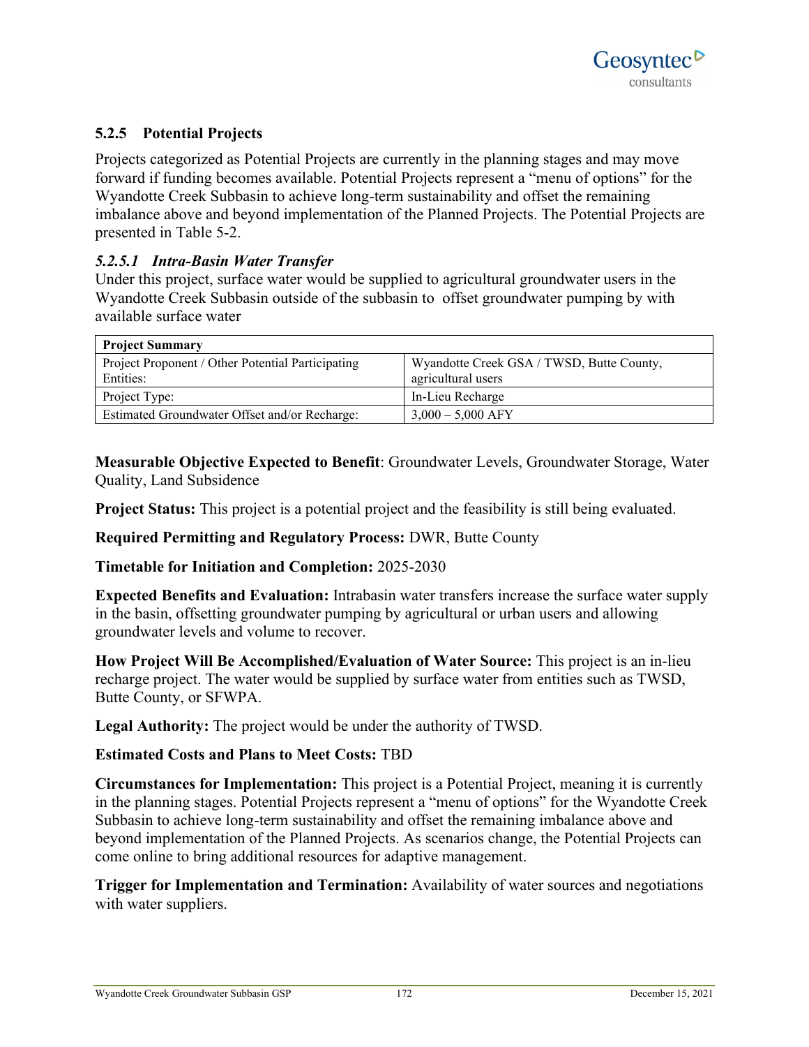### 5.2.5 Potential Projects

Projects categorized as Potential Projects are currently in the planning stages and may move forward if funding becomes available. Potential Projects represent a "menu of options" for the Wyandotte Creek Subbasin to achieve long-term sustainability and offset the remaining imbalance above and beyond implementation of the Planned Projects. The Potential Projects are presented in Table 5-2.

#### *5.2.5.1 Intra-Basin Water Transfer*

Under this project, surface water would be supplied to agricultural groundwater users in the Wyandotte Creek Subbasin outside of the subbasin to  offset groundwater pumping by with available surface water

| **Project Summary** | |
|---|---|
| Project Proponent / Other Potential Participating Entities: | Wyandotte Creek GSA / TWSD, Butte County, agricultural users |
| Project Type: | In-Lieu Recharge |
| Estimated Groundwater Offset and/or Recharge: | 3,000 – 5,000 AFY |

**Measurable Objective Expected to Benefit**: Groundwater Levels, Groundwater Storage, Water Quality, Land Subsidence

**Project Status:** This project is a potential project and the feasibility is still being evaluated.

**Required Permitting and Regulatory Process:** DWR, Butte County

**Timetable for Initiation and Completion:** 2025-2030

**Expected Benefits and Evaluation:** Intrabasin water transfers increase the surface water supply in the basin, offsetting groundwater pumping by agricultural or urban users and allowing groundwater levels and volume to recover.

**How Project Will Be Accomplished/Evaluation of Water Source:** This project is an in-lieu recharge project. The water would be supplied by surface water from entities such as TWSD, Butte County, or SFWPA.

**Legal Authority:** The project would be under the authority of TWSD.

**Estimated Costs and Plans to Meet Costs:** TBD

**Circumstances for Implementation:** This project is a Potential Project, meaning it is currently in the planning stages. Potential Projects represent a "menu of options" for the Wyandotte Creek Subbasin to achieve long-term sustainability and offset the remaining imbalance above and beyond implementation of the Planned Projects. As scenarios change, the Potential Projects can come online to bring additional resources for adaptive management.

**Trigger for Implementation and Termination:** Availability of water sources and negotiations with water suppliers.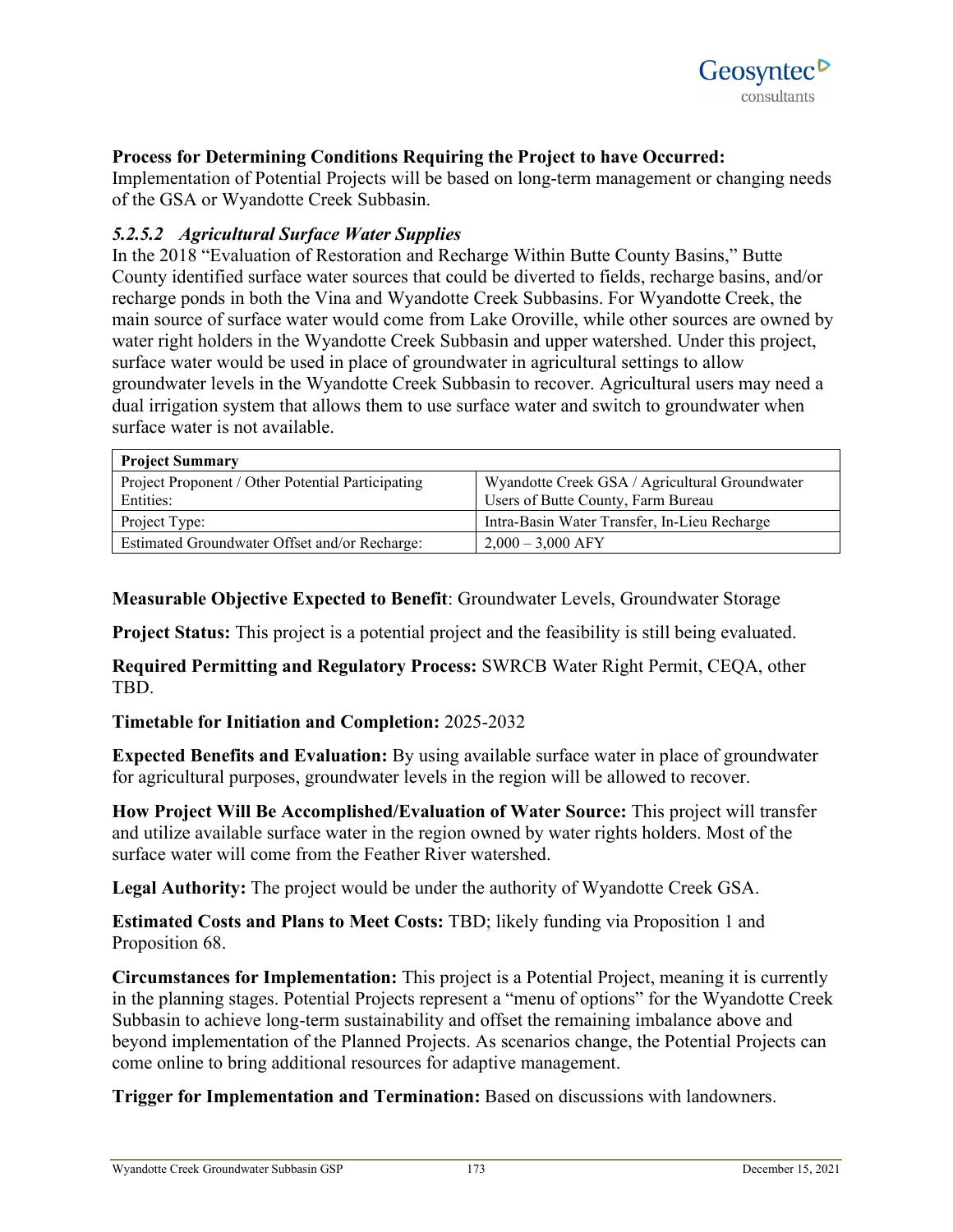**Process for Determining Conditions Requiring the Project to have Occurred:**
Implementation of Potential Projects will be based on long-term management or changing needs of the GSA or Wyandotte Creek Subbasin.

### *5.2.5.2 Agricultural Surface Water Supplies*

In the 2018 "Evaluation of Restoration and Recharge Within Butte County Basins," Butte County identified surface water sources that could be diverted to fields, recharge basins, and/or recharge ponds in both the Vina and Wyandotte Creek Subbasins. For Wyandotte Creek, the main source of surface water would come from Lake Oroville, while other sources are owned by water right holders in the Wyandotte Creek Subbasin and upper watershed. Under this project, surface water would be used in place of groundwater in agricultural settings to allow groundwater levels in the Wyandotte Creek Subbasin to recover. Agricultural users may need a dual irrigation system that allows them to use surface water and switch to groundwater when surface water is not available.

| **Project Summary** | |
|---|---|
| Project Proponent / Other Potential Participating Entities: | Wyandotte Creek GSA / Agricultural Groundwater Users of Butte County, Farm Bureau |
| Project Type: | Intra-Basin Water Transfer, In-Lieu Recharge |
| Estimated Groundwater Offset and/or Recharge: | 2,000 – 3,000 AFY |

**Measurable Objective Expected to Benefit**: Groundwater Levels, Groundwater Storage

**Project Status:** This project is a potential project and the feasibility is still being evaluated.

**Required Permitting and Regulatory Process:** SWRCB Water Right Permit, CEQA, other TBD.

**Timetable for Initiation and Completion:** 2025-2032

**Expected Benefits and Evaluation:** By using available surface water in place of groundwater for agricultural purposes, groundwater levels in the region will be allowed to recover.

**How Project Will Be Accomplished/Evaluation of Water Source:** This project will transfer and utilize available surface water in the region owned by water rights holders. Most of the surface water will come from the Feather River watershed.

**Legal Authority:** The project would be under the authority of Wyandotte Creek GSA.

**Estimated Costs and Plans to Meet Costs:** TBD; likely funding via Proposition 1 and Proposition 68.

**Circumstances for Implementation:** This project is a Potential Project, meaning it is currently in the planning stages. Potential Projects represent a "menu of options" for the Wyandotte Creek Subbasin to achieve long-term sustainability and offset the remaining imbalance above and beyond implementation of the Planned Projects. As scenarios change, the Potential Projects can come online to bring additional resources for adaptive management.

**Trigger for Implementation and Termination:** Based on discussions with landowners.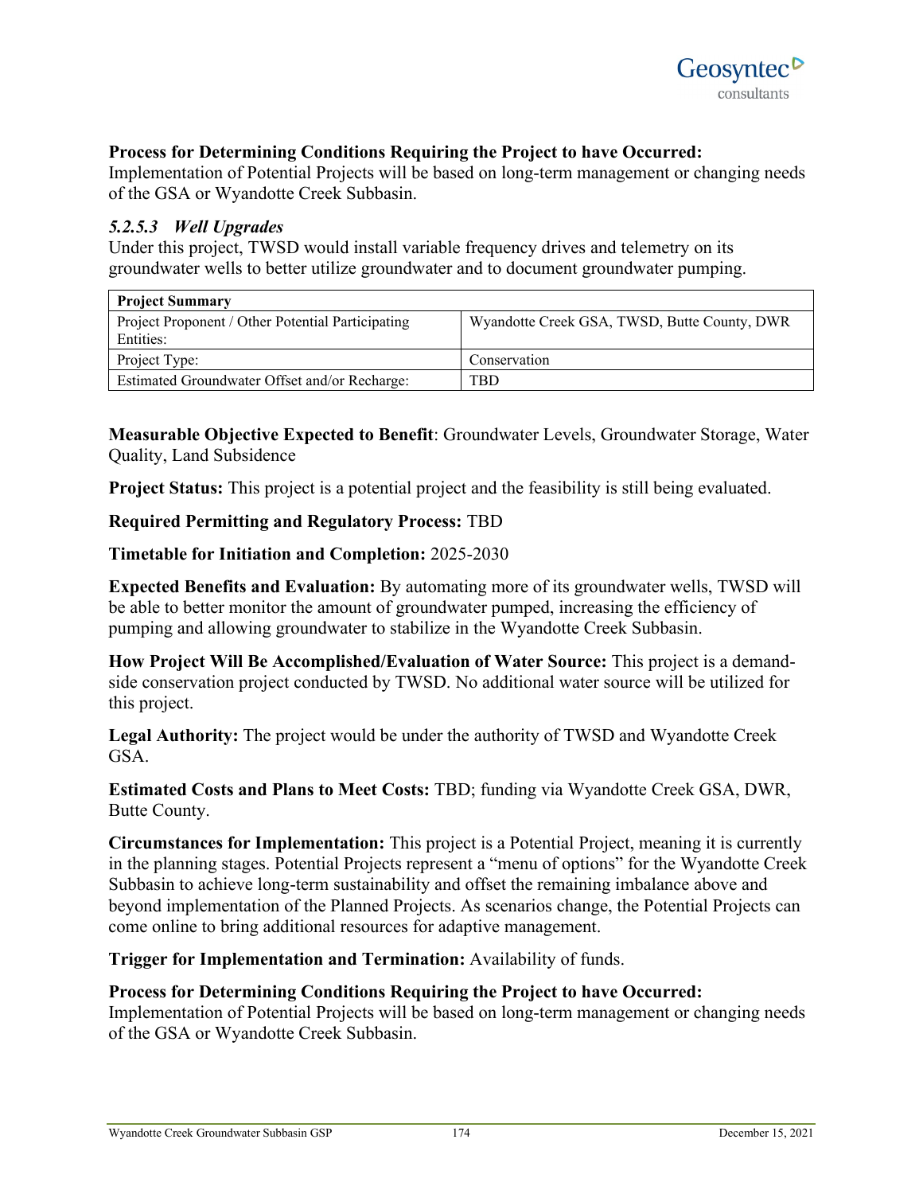**Process for Determining Conditions Requiring the Project to have Occurred:**
Implementation of Potential Projects will be based on long-term management or changing needs of the GSA or Wyandotte Creek Subbasin.

#### *5.2.5.3 Well Upgrades*

Under this project, TWSD would install variable frequency drives and telemetry on its groundwater wells to better utilize groundwater and to document groundwater pumping.

| **Project Summary** | |
|---|---|
| Project Proponent / Other Potential Participating Entities: | Wyandotte Creek GSA, TWSD, Butte County, DWR |
| Project Type: | Conservation |
| Estimated Groundwater Offset and/or Recharge: | TBD |

**Measurable Objective Expected to Benefit**: Groundwater Levels, Groundwater Storage, Water Quality, Land Subsidence

**Project Status:** This project is a potential project and the feasibility is still being evaluated.

**Required Permitting and Regulatory Process:** TBD

**Timetable for Initiation and Completion:** 2025-2030

**Expected Benefits and Evaluation:** By automating more of its groundwater wells, TWSD will be able to better monitor the amount of groundwater pumped, increasing the efficiency of pumping and allowing groundwater to stabilize in the Wyandotte Creek Subbasin.

**How Project Will Be Accomplished/Evaluation of Water Source:** This project is a demand-side conservation project conducted by TWSD. No additional water source will be utilized for this project.

**Legal Authority:** The project would be under the authority of TWSD and Wyandotte Creek GSA.

**Estimated Costs and Plans to Meet Costs:** TBD; funding via Wyandotte Creek GSA, DWR, Butte County.

**Circumstances for Implementation:** This project is a Potential Project, meaning it is currently in the planning stages. Potential Projects represent a "menu of options" for the Wyandotte Creek Subbasin to achieve long-term sustainability and offset the remaining imbalance above and beyond implementation of the Planned Projects. As scenarios change, the Potential Projects can come online to bring additional resources for adaptive management.

**Trigger for Implementation and Termination:** Availability of funds.

**Process for Determining Conditions Requiring the Project to have Occurred:**
Implementation of Potential Projects will be based on long-term management or changing needs of the GSA or Wyandotte Creek Subbasin.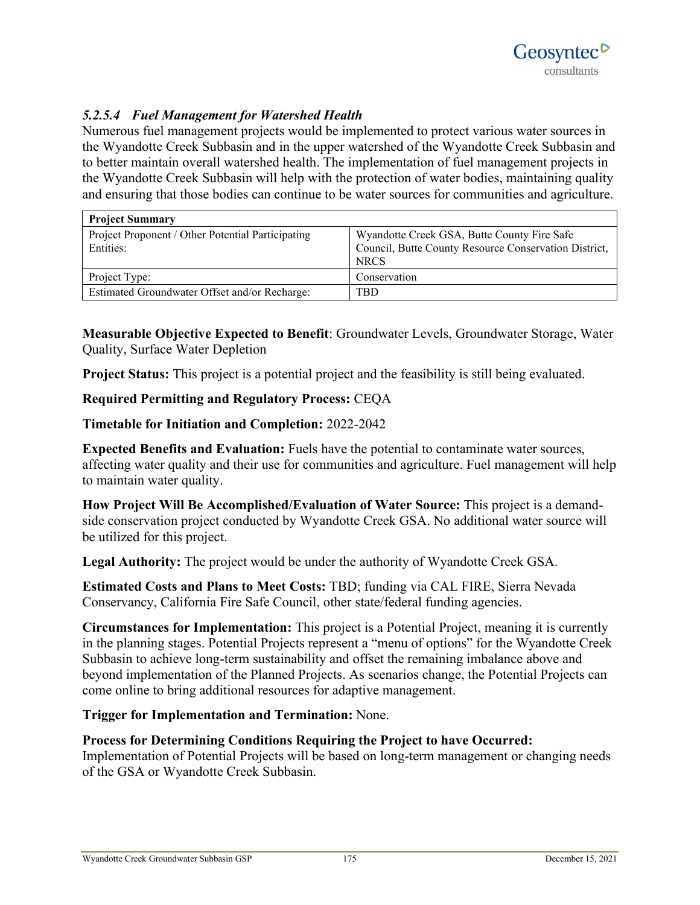#### *5.2.5.4 Fuel Management for Watershed Health*

Numerous fuel management projects would be implemented to protect various water sources in the Wyandotte Creek Subbasin and in the upper watershed of the Wyandotte Creek Subbasin and to better maintain overall watershed health. The implementation of fuel management projects in the Wyandotte Creek Subbasin will help with the protection of water bodies, maintaining quality and ensuring that those bodies can continue to be water sources for communities and agriculture.

| **Project Summary** | |
|---|---|
| Project Proponent / Other Potential Participating Entities: | Wyandotte Creek GSA, Butte County Fire Safe Council, Butte County Resource Conservation District, NRCS |
| Project Type: | Conservation |
| Estimated Groundwater Offset and/or Recharge: | TBD |

**Measurable Objective Expected to Benefit**: Groundwater Levels, Groundwater Storage, Water Quality, Surface Water Depletion

**Project Status:** This project is a potential project and the feasibility is still being evaluated.

**Required Permitting and Regulatory Process:** CEQA

**Timetable for Initiation and Completion:** 2022-2042

**Expected Benefits and Evaluation:** Fuels have the potential to contaminate water sources, affecting water quality and their use for communities and agriculture. Fuel management will help to maintain water quality.

**How Project Will Be Accomplished/Evaluation of Water Source:** This project is a demand-side conservation project conducted by Wyandotte Creek GSA. No additional water source will be utilized for this project.

**Legal Authority:** The project would be under the authority of Wyandotte Creek GSA.

**Estimated Costs and Plans to Meet Costs:** TBD; funding via CAL FIRE, Sierra Nevada Conservancy, California Fire Safe Council, other state/federal funding agencies.

**Circumstances for Implementation:** This project is a Potential Project, meaning it is currently in the planning stages. Potential Projects represent a "menu of options" for the Wyandotte Creek Subbasin to achieve long-term sustainability and offset the remaining imbalance above and beyond implementation of the Planned Projects. As scenarios change, the Potential Projects can come online to bring additional resources for adaptive management.

**Trigger for Implementation and Termination:** None.

**Process for Determining Conditions Requiring the Project to have Occurred:** Implementation of Potential Projects will be based on long-term management or changing needs of the GSA or Wyandotte Creek Subbasin.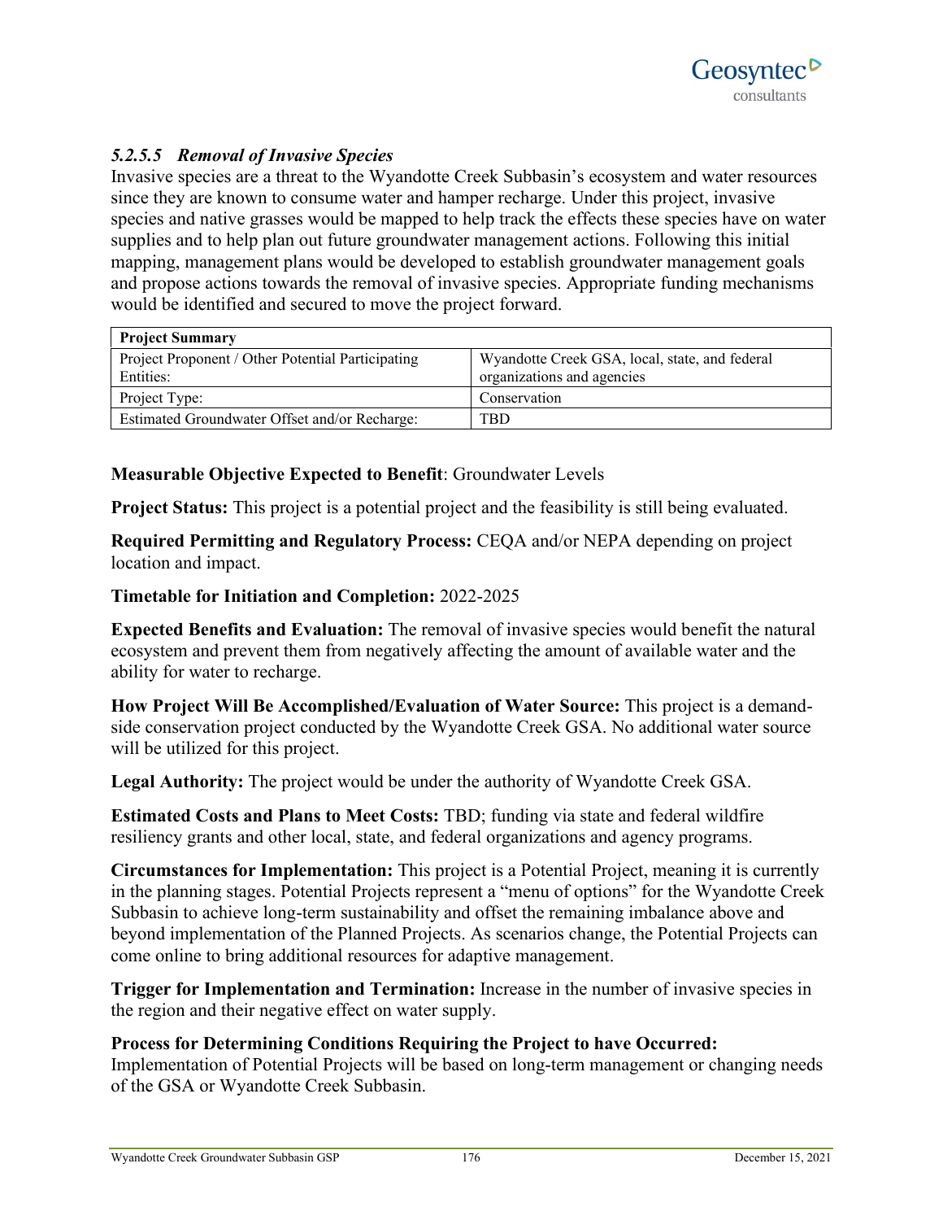#### *5.2.5.5 Removal of Invasive Species*

Invasive species are a threat to the Wyandotte Creek Subbasin's ecosystem and water resources since they are known to consume water and hamper recharge. Under this project, invasive species and native grasses would be mapped to help track the effects these species have on water supplies and to help plan out future groundwater management actions. Following this initial mapping, management plans would be developed to establish groundwater management goals and propose actions towards the removal of invasive species. Appropriate funding mechanisms would be identified and secured to move the project forward.

| **Project Summary** | |
|---|---|
| Project Proponent / Other Potential Participating Entities: | Wyandotte Creek GSA, local, state, and federal organizations and agencies |
| Project Type: | Conservation |
| Estimated Groundwater Offset and/or Recharge: | TBD |

**Measurable Objective Expected to Benefit**: Groundwater Levels

**Project Status:** This project is a potential project and the feasibility is still being evaluated.

**Required Permitting and Regulatory Process:** CEQA and/or NEPA depending on project location and impact.

**Timetable for Initiation and Completion:** 2022-2025

**Expected Benefits and Evaluation:** The removal of invasive species would benefit the natural ecosystem and prevent them from negatively affecting the amount of available water and the ability for water to recharge.

**How Project Will Be Accomplished/Evaluation of Water Source:** This project is a demand-side conservation project conducted by the Wyandotte Creek GSA. No additional water source will be utilized for this project.

**Legal Authority:** The project would be under the authority of Wyandotte Creek GSA.

**Estimated Costs and Plans to Meet Costs:** TBD; funding via state and federal wildfire resiliency grants and other local, state, and federal organizations and agency programs.

**Circumstances for Implementation:** This project is a Potential Project, meaning it is currently in the planning stages. Potential Projects represent a "menu of options" for the Wyandotte Creek Subbasin to achieve long-term sustainability and offset the remaining imbalance above and beyond implementation of the Planned Projects. As scenarios change, the Potential Projects can come online to bring additional resources for adaptive management.

**Trigger for Implementation and Termination:** Increase in the number of invasive species in the region and their negative effect on water supply.

**Process for Determining Conditions Requiring the Project to have Occurred:** Implementation of Potential Projects will be based on long-term management or changing needs of the GSA or Wyandotte Creek Subbasin.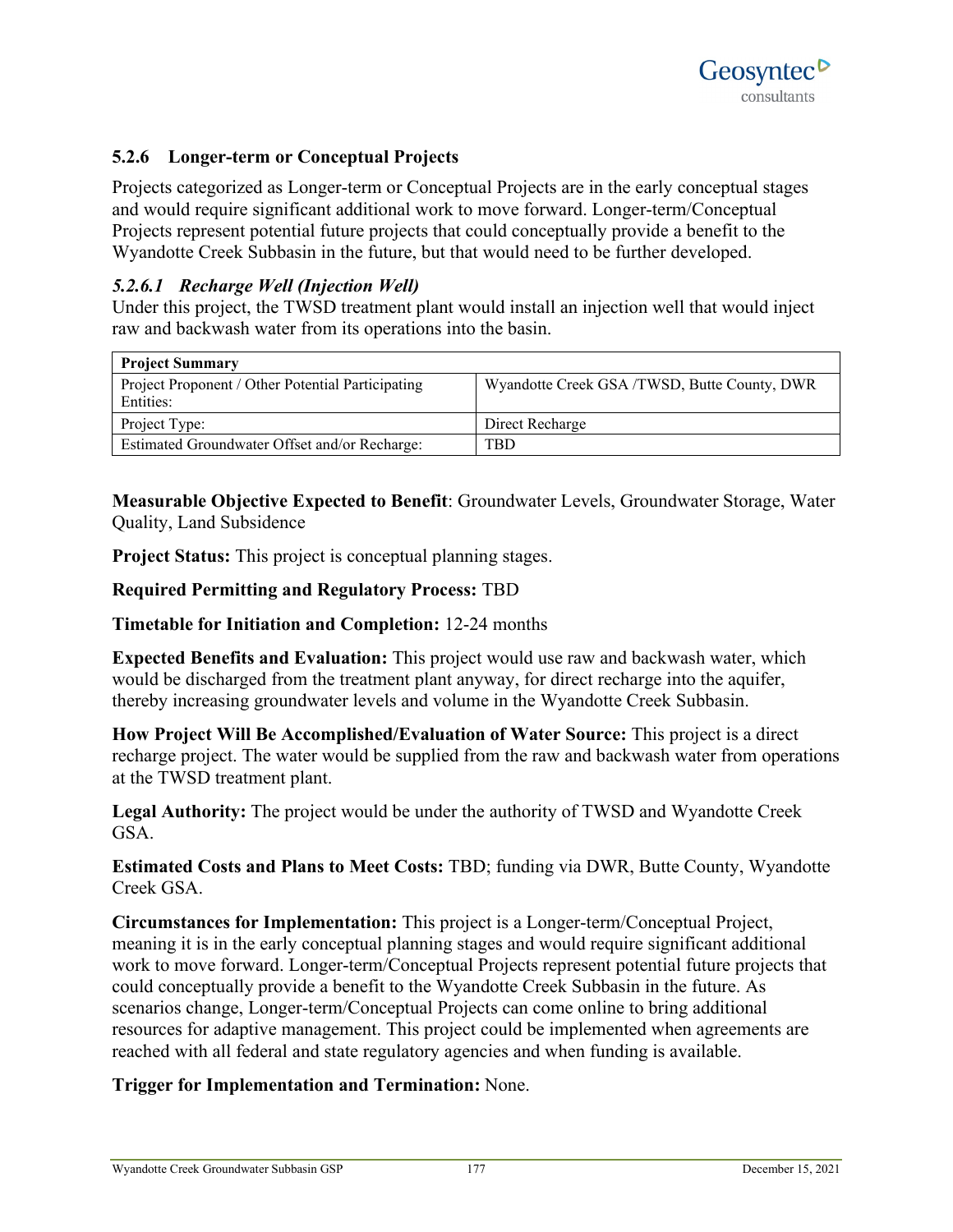### 5.2.6 Longer-term or Conceptual Projects

Projects categorized as Longer-term or Conceptual Projects are in the early conceptual stages and would require significant additional work to move forward. Longer-term/Conceptual Projects represent potential future projects that could conceptually provide a benefit to the Wyandotte Creek Subbasin in the future, but that would need to be further developed.

#### *5.2.6.1 Recharge Well (Injection Well)*

Under this project, the TWSD treatment plant would install an injection well that would inject raw and backwash water from its operations into the basin.

| **Project Summary** | |
|---|---|
| Project Proponent / Other Potential Participating Entities: | Wyandotte Creek GSA /TWSD, Butte County, DWR |
| Project Type: | Direct Recharge |
| Estimated Groundwater Offset and/or Recharge: | TBD |

**Measurable Objective Expected to Benefit**: Groundwater Levels, Groundwater Storage, Water Quality, Land Subsidence

**Project Status:** This project is conceptual planning stages.

**Required Permitting and Regulatory Process:** TBD

**Timetable for Initiation and Completion:** 12-24 months

**Expected Benefits and Evaluation:** This project would use raw and backwash water, which would be discharged from the treatment plant anyway, for direct recharge into the aquifer, thereby increasing groundwater levels and volume in the Wyandotte Creek Subbasin.

**How Project Will Be Accomplished/Evaluation of Water Source:** This project is a direct recharge project. The water would be supplied from the raw and backwash water from operations at the TWSD treatment plant.

**Legal Authority:** The project would be under the authority of TWSD and Wyandotte Creek GSA.

**Estimated Costs and Plans to Meet Costs:** TBD; funding via DWR, Butte County, Wyandotte Creek GSA.

**Circumstances for Implementation:** This project is a Longer-term/Conceptual Project, meaning it is in the early conceptual planning stages and would require significant additional work to move forward. Longer-term/Conceptual Projects represent potential future projects that could conceptually provide a benefit to the Wyandotte Creek Subbasin in the future. As scenarios change, Longer-term/Conceptual Projects can come online to bring additional resources for adaptive management. This project could be implemented when agreements are reached with all federal and state regulatory agencies and when funding is available.

**Trigger for Implementation and Termination:** None.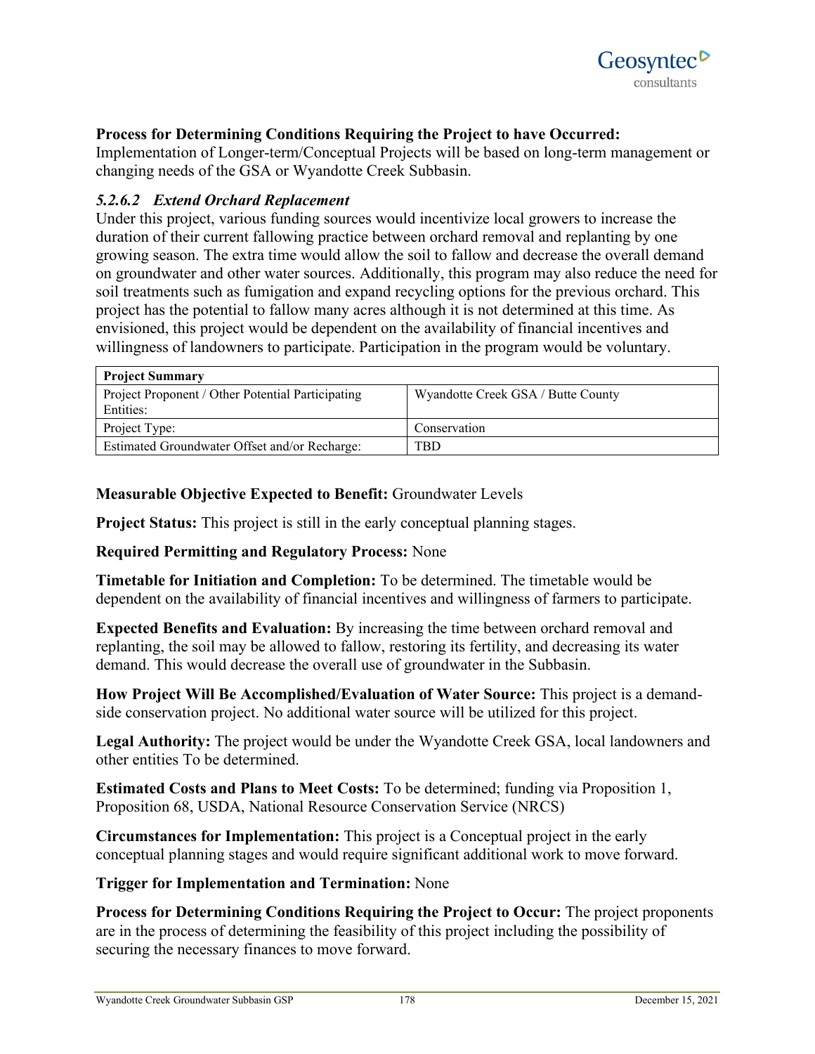**Process for Determining Conditions Requiring the Project to have Occurred:** Implementation of Longer-term/Conceptual Projects will be based on long-term management or changing needs of the GSA or Wyandotte Creek Subbasin.

#### *5.2.6.2 Extend Orchard Replacement*

Under this project, various funding sources would incentivize local growers to increase the duration of their current fallowing practice between orchard removal and replanting by one growing season. The extra time would allow the soil to fallow and decrease the overall demand on groundwater and other water sources. Additionally, this program may also reduce the need for soil treatments such as fumigation and expand recycling options for the previous orchard. This project has the potential to fallow many acres although it is not determined at this time. As envisioned, this project would be dependent on the availability of financial incentives and willingness of landowners to participate. Participation in the program would be voluntary.

| **Project Summary** | |
|---|---|
| Project Proponent / Other Potential Participating Entities: | Wyandotte Creek GSA / Butte County |
| Project Type: | Conservation |
| Estimated Groundwater Offset and/or Recharge: | TBD |

**Measurable Objective Expected to Benefit:** Groundwater Levels

**Project Status:** This project is still in the early conceptual planning stages.

**Required Permitting and Regulatory Process:** None

**Timetable for Initiation and Completion:** To be determined. The timetable would be dependent on the availability of financial incentives and willingness of farmers to participate.

**Expected Benefits and Evaluation:** By increasing the time between orchard removal and replanting, the soil may be allowed to fallow, restoring its fertility, and decreasing its water demand. This would decrease the overall use of groundwater in the Subbasin.

**How Project Will Be Accomplished/Evaluation of Water Source:** This project is a demand-side conservation project. No additional water source will be utilized for this project.

**Legal Authority:** The project would be under the Wyandotte Creek GSA, local landowners and other entities To be determined.

**Estimated Costs and Plans to Meet Costs:** To be determined; funding via Proposition 1, Proposition 68, USDA, National Resource Conservation Service (NRCS)

**Circumstances for Implementation:** This project is a Conceptual project in the early conceptual planning stages and would require significant additional work to move forward.

**Trigger for Implementation and Termination:** None

**Process for Determining Conditions Requiring the Project to Occur:** The project proponents are in the process of determining the feasibility of this project including the possibility of securing the necessary finances to move forward.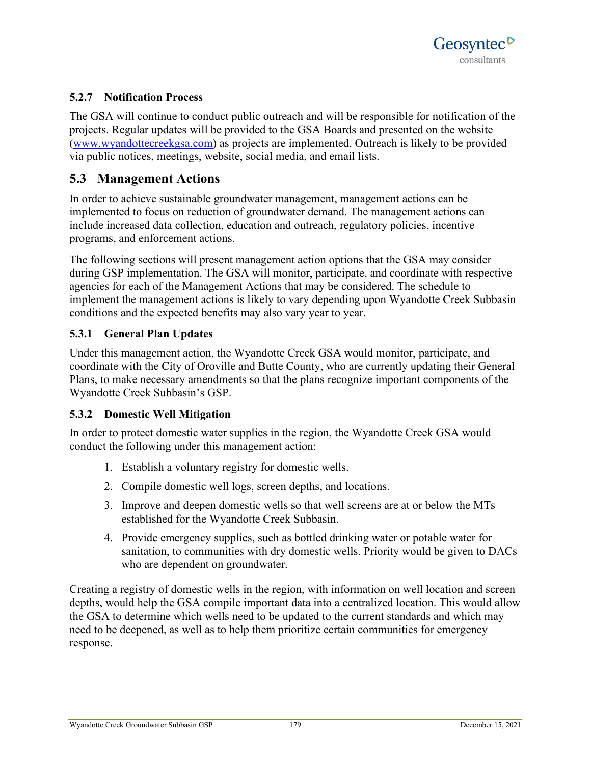### 5.2.7 Notification Process

The GSA will continue to conduct public outreach and will be responsible for notification of the projects. Regular updates will be provided to the GSA Boards and presented on the website (www.wyandottecreekgsa.com) as projects are implemented. Outreach is likely to be provided via public notices, meetings, website, social media, and email lists.

## 5.3 Management Actions

In order to achieve sustainable groundwater management, management actions can be implemented to focus on reduction of groundwater demand. The management actions can include increased data collection, education and outreach, regulatory policies, incentive programs, and enforcement actions.

The following sections will present management action options that the GSA may consider during GSP implementation. The GSA will monitor, participate, and coordinate with respective agencies for each of the Management Actions that may be considered. The schedule to implement the management actions is likely to vary depending upon Wyandotte Creek Subbasin conditions and the expected benefits may also vary year to year.

### 5.3.1 General Plan Updates

Under this management action, the Wyandotte Creek GSA would monitor, participate, and coordinate with the City of Oroville and Butte County, who are currently updating their General Plans, to make necessary amendments so that the plans recognize important components of the Wyandotte Creek Subbasin's GSP.

### 5.3.2 Domestic Well Mitigation

In order to protect domestic water supplies in the region, the Wyandotte Creek GSA would conduct the following under this management action:

1. Establish a voluntary registry for domestic wells.
2. Compile domestic well logs, screen depths, and locations.
3. Improve and deepen domestic wells so that well screens are at or below the MTs established for the Wyandotte Creek Subbasin.
4. Provide emergency supplies, such as bottled drinking water or potable water for sanitation, to communities with dry domestic wells. Priority would be given to DACs who are dependent on groundwater.

Creating a registry of domestic wells in the region, with information on well location and screen depths, would help the GSA compile important data into a centralized location. This would allow the GSA to determine which wells need to be updated to the current standards and which may need to be deepened, as well as to help them prioritize certain communities for emergency response.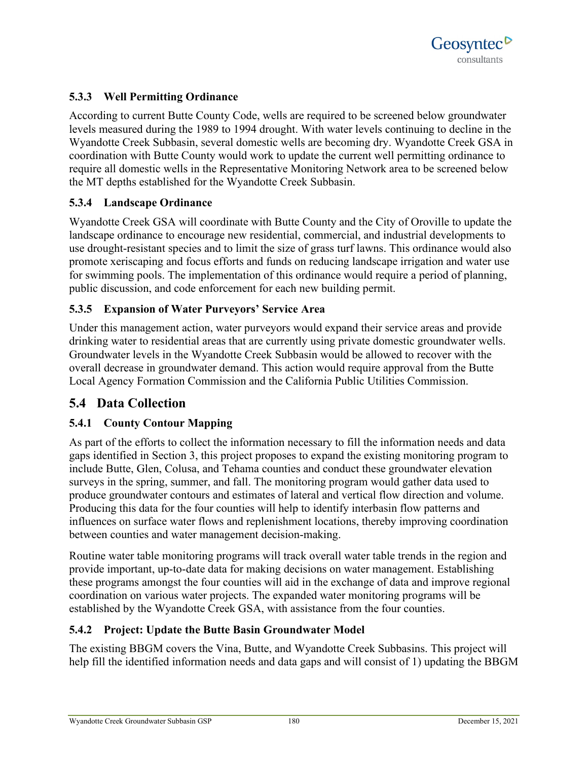### 5.3.3 Well Permitting Ordinance

According to current Butte County Code, wells are required to be screened below groundwater levels measured during the 1989 to 1994 drought. With water levels continuing to decline in the Wyandotte Creek Subbasin, several domestic wells are becoming dry. Wyandotte Creek GSA in coordination with Butte County would work to update the current well permitting ordinance to require all domestic wells in the Representative Monitoring Network area to be screened below the MT depths established for the Wyandotte Creek Subbasin.

### 5.3.4 Landscape Ordinance

Wyandotte Creek GSA will coordinate with Butte County and the City of Oroville to update the landscape ordinance to encourage new residential, commercial, and industrial developments to use drought-resistant species and to limit the size of grass turf lawns. This ordinance would also promote xeriscaping and focus efforts and funds on reducing landscape irrigation and water use for swimming pools. The implementation of this ordinance would require a period of planning, public discussion, and code enforcement for each new building permit.

### 5.3.5 Expansion of Water Purveyors' Service Area

Under this management action, water purveyors would expand their service areas and provide drinking water to residential areas that are currently using private domestic groundwater wells. Groundwater levels in the Wyandotte Creek Subbasin would be allowed to recover with the overall decrease in groundwater demand. This action would require approval from the Butte Local Agency Formation Commission and the California Public Utilities Commission.

## 5.4 Data Collection

### 5.4.1 County Contour Mapping

As part of the efforts to collect the information necessary to fill the information needs and data gaps identified in Section 3, this project proposes to expand the existing monitoring program to include Butte, Glen, Colusa, and Tehama counties and conduct these groundwater elevation surveys in the spring, summer, and fall. The monitoring program would gather data used to produce groundwater contours and estimates of lateral and vertical flow direction and volume. Producing this data for the four counties will help to identify interbasin flow patterns and influences on surface water flows and replenishment locations, thereby improving coordination between counties and water management decision-making.

Routine water table monitoring programs will track overall water table trends in the region and provide important, up-to-date data for making decisions on water management. Establishing these programs amongst the four counties will aid in the exchange of data and improve regional coordination on various water projects. The expanded water monitoring programs will be established by the Wyandotte Creek GSA, with assistance from the four counties.

### 5.4.2 Project: Update the Butte Basin Groundwater Model

The existing BBGM covers the Vina, Butte, and Wyandotte Creek Subbasins. This project will help fill the identified information needs and data gaps and will consist of 1) updating the BBGM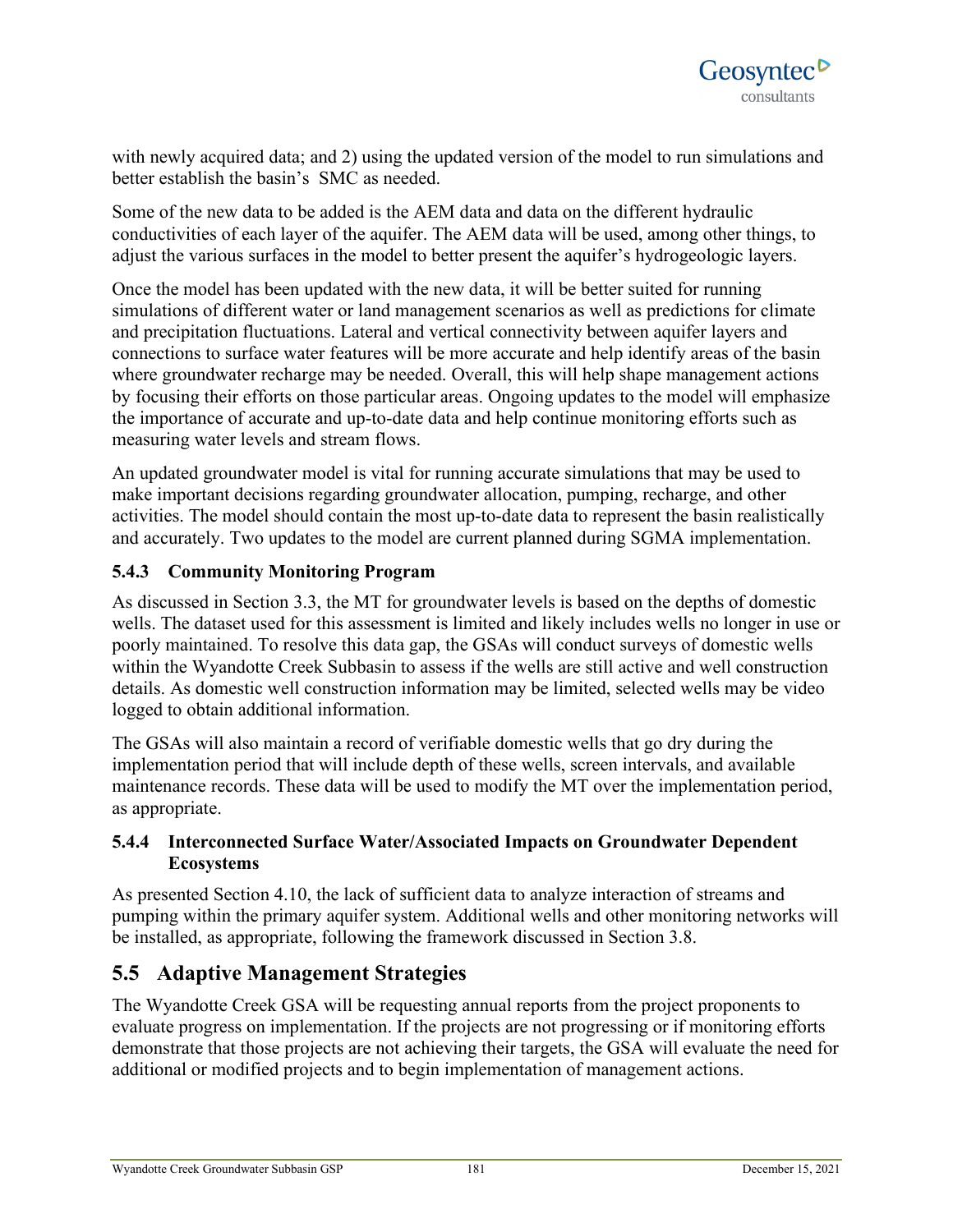with newly acquired data; and 2) using the updated version of the model to run simulations and better establish the basin's SMC as needed.

Some of the new data to be added is the AEM data and data on the different hydraulic conductivities of each layer of the aquifer. The AEM data will be used, among other things, to adjust the various surfaces in the model to better present the aquifer's hydrogeologic layers.

Once the model has been updated with the new data, it will be better suited for running simulations of different water or land management scenarios as well as predictions for climate and precipitation fluctuations. Lateral and vertical connectivity between aquifer layers and connections to surface water features will be more accurate and help identify areas of the basin where groundwater recharge may be needed. Overall, this will help shape management actions by focusing their efforts on those particular areas. Ongoing updates to the model will emphasize the importance of accurate and up-to-date data and help continue monitoring efforts such as measuring water levels and stream flows.

An updated groundwater model is vital for running accurate simulations that may be used to make important decisions regarding groundwater allocation, pumping, recharge, and other activities. The model should contain the most up-to-date data to represent the basin realistically and accurately. Two updates to the model are current planned during SGMA implementation.

### 5.4.3 Community Monitoring Program

As discussed in Section 3.3, the MT for groundwater levels is based on the depths of domestic wells. The dataset used for this assessment is limited and likely includes wells no longer in use or poorly maintained. To resolve this data gap, the GSAs will conduct surveys of domestic wells within the Wyandotte Creek Subbasin to assess if the wells are still active and well construction details. As domestic well construction information may be limited, selected wells may be video logged to obtain additional information.

The GSAs will also maintain a record of verifiable domestic wells that go dry during the implementation period that will include depth of these wells, screen intervals, and available maintenance records. These data will be used to modify the MT over the implementation period, as appropriate.

### 5.4.4 Interconnected Surface Water/Associated Impacts on Groundwater Dependent Ecosystems

As presented Section 4.10, the lack of sufficient data to analyze interaction of streams and pumping within the primary aquifer system. Additional wells and other monitoring networks will be installed, as appropriate, following the framework discussed in Section 3.8.

## 5.5 Adaptive Management Strategies

The Wyandotte Creek GSA will be requesting annual reports from the project proponents to evaluate progress on implementation. If the projects are not progressing or if monitoring efforts demonstrate that those projects are not achieving their targets, the GSA will evaluate the need for additional or modified projects and to begin implementation of management actions.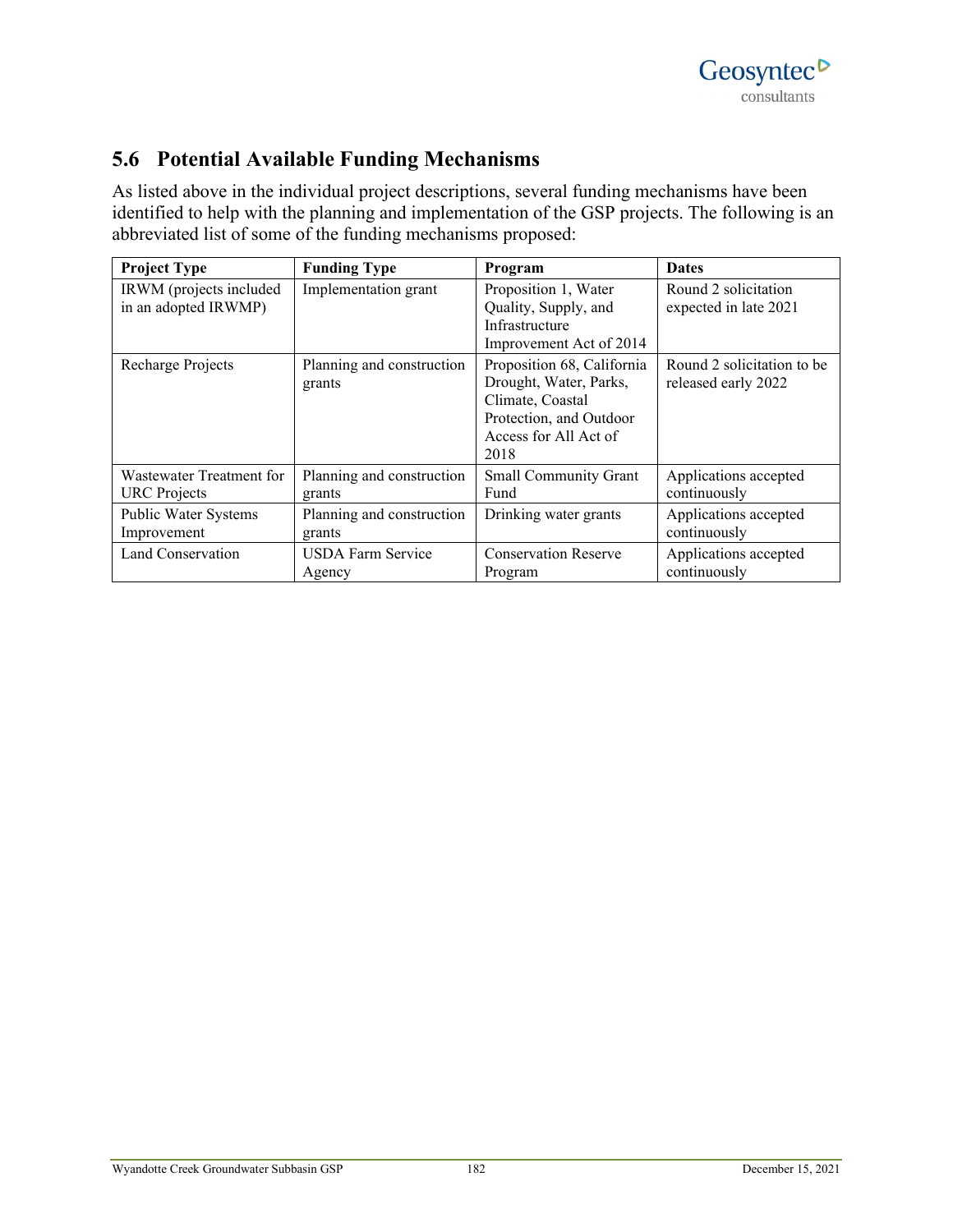## 5.6 Potential Available Funding Mechanisms

As listed above in the individual project descriptions, several funding mechanisms have been identified to help with the planning and implementation of the GSP projects. The following is an abbreviated list of some of the funding mechanisms proposed:

| Project Type | Funding Type | Program | Dates |
|---|---|---|---|
| IRWM (projects included in an adopted IRWMP) | Implementation grant | Proposition 1, Water Quality, Supply, and Infrastructure Improvement Act of 2014 | Round 2 solicitation expected in late 2021 |
| Recharge Projects | Planning and construction grants | Proposition 68, California Drought, Water, Parks, Climate, Coastal Protection, and Outdoor Access for All Act of 2018 | Round 2 solicitation to be released early 2022 |
| Wastewater Treatment for URC Projects | Planning and construction grants | Small Community Grant Fund | Applications accepted continuously |
| Public Water Systems Improvement | Planning and construction grants | Drinking water grants | Applications accepted continuously |
| Land Conservation | USDA Farm Service Agency | Conservation Reserve Program | Applications accepted continuously |